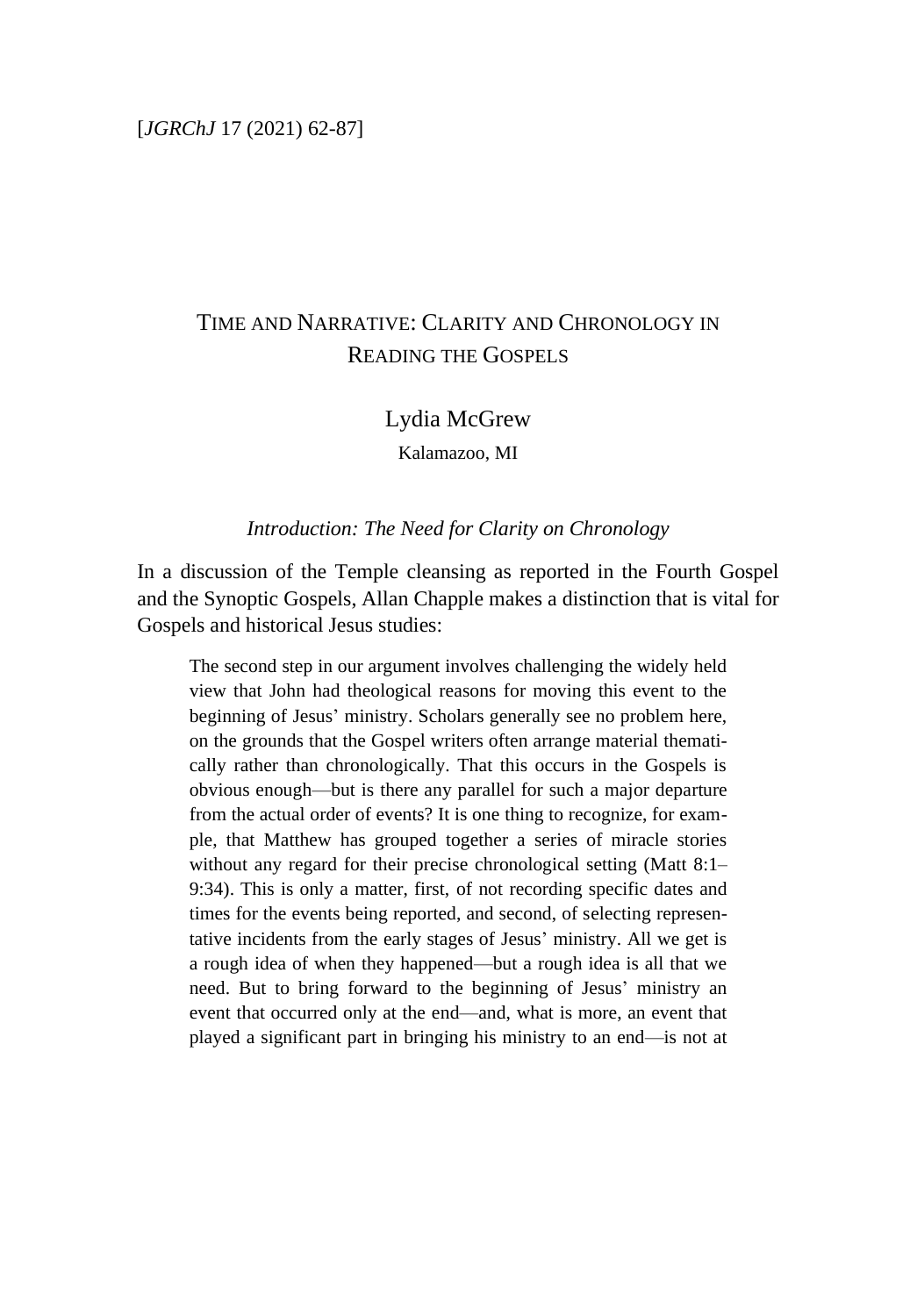[*JGRChJ* 17 (2021) 62-87]

# Time and Narrative: Clarity and Chronology in Reading the Gospels

Lydia McGrew

Kalamazoo, MI

## *Introduction: The Need for Clarity on Chronology*

In a discussion of the Temple cleansing as reported in the Fourth Gospel and the Synoptic Gospels, Allan Chapple makes a distinction that is vital for Gospels and historical Jesus studies:

> The second step in our argument involves challenging the widely held view that John had theological reasons for moving this event to the beginning of Jesus' ministry. Scholars generally see no problem here, on the grounds that the Gospel writers often arrange material thematically rather than chronologically. That this occurs in the Gospels is obvious enough—but is there any parallel for such a major departure from the actual order of events? It is one thing to recognize, for example, that Matthew has grouped together a series of miracle stories without any regard for their precise chronological setting (Matt 8:1–9:34). This is only a matter, first, of not recording specific dates and times for the events being reported, and second, of selecting representative incidents from the early stages of Jesus' ministry. All we get is a rough idea of when they happened—but a rough idea is all that we need. But to bring forward to the beginning of Jesus' ministry an event that occurred only at the end—and, what is more, an event that played a significant part in bringing his ministry to an end—is not at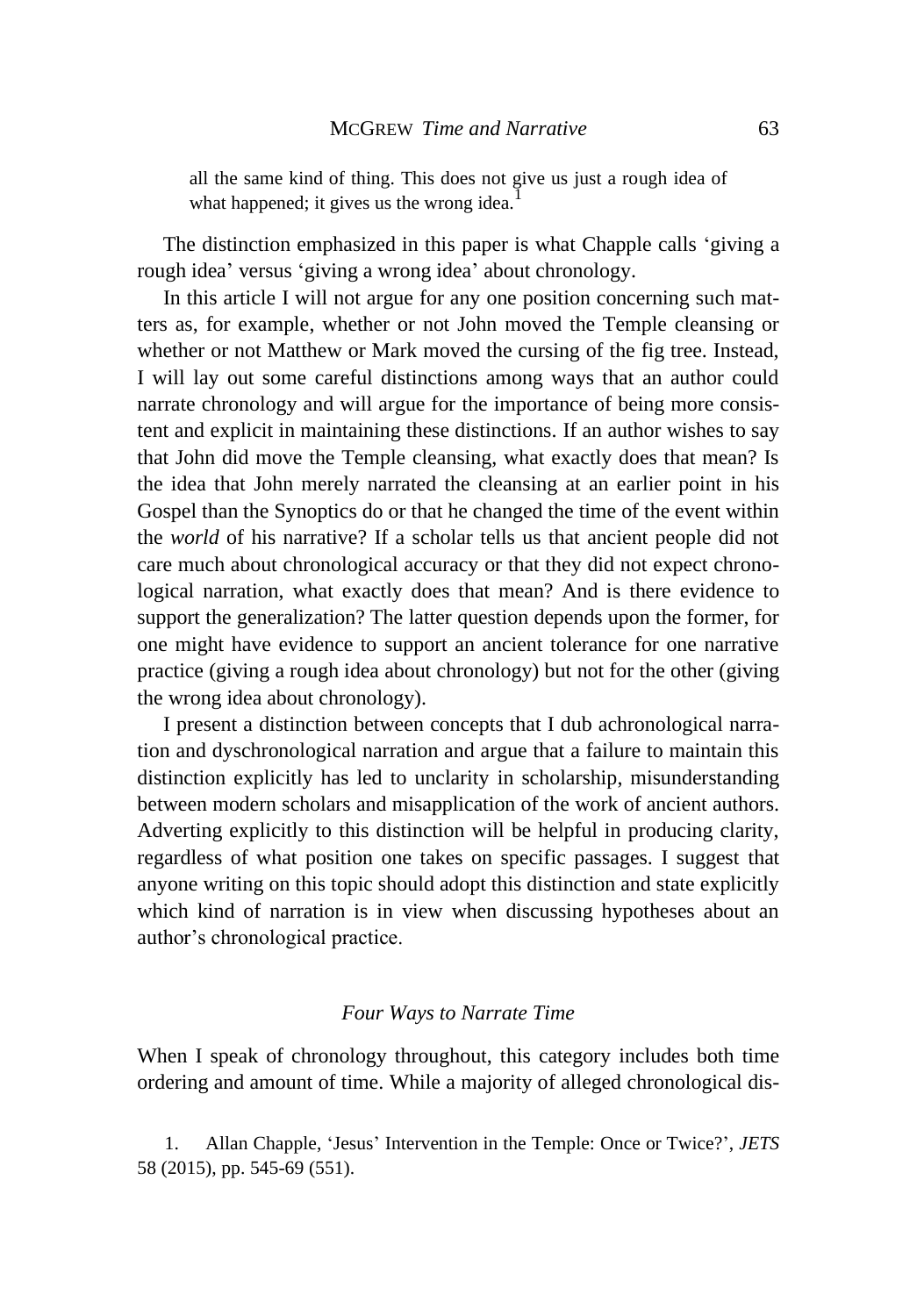all the same kind of thing. This does not give us just a rough idea of what happened; it gives us the wrong idea.[1]

The distinction emphasized in this paper is what Chapple calls 'giving a rough idea' versus 'giving a wrong idea' about chronology.

In this article I will not argue for any one position concerning such matters as, for example, whether or not John moved the Temple cleansing or whether or not Matthew or Mark moved the cursing of the fig tree. Instead, I will lay out some careful distinctions among ways that an author could narrate chronology and will argue for the importance of being more consistent and explicit in maintaining these distinctions. If an author wishes to say that John did move the Temple cleansing, what exactly does that mean? Is the idea that John merely narrated the cleansing at an earlier point in his Gospel than the Synoptics do or that he changed the time of the event within the *world* of his narrative? If a scholar tells us that ancient people did not care much about chronological accuracy or that they did not expect chronological narration, what exactly does that mean? And is there evidence to support the generalization? The latter question depends upon the former, for one might have evidence to support an ancient tolerance for one narrative practice (giving a rough idea about chronology) but not for the other (giving the wrong idea about chronology).

I present a distinction between concepts that I dub achronological narration and dyschronological narration and argue that a failure to maintain this distinction explicitly has led to unclarity in scholarship, misunderstanding between modern scholars and misapplication of the work of ancient authors. Adverting explicitly to this distinction will be helpful in producing clarity, regardless of what position one takes on specific passages. I suggest that anyone writing on this topic should adopt this distinction and state explicitly which kind of narration is in view when discussing hypotheses about an author's chronological practice.

## *Four Ways to Narrate Time*

When I speak of chronology throughout, this category includes both time ordering and amount of time. While a majority of alleged chronological dis-

1. Allan Chapple, 'Jesus' Intervention in the Temple: Once or Twice?', *JETS* 58 (2015), pp. 545-69 (551).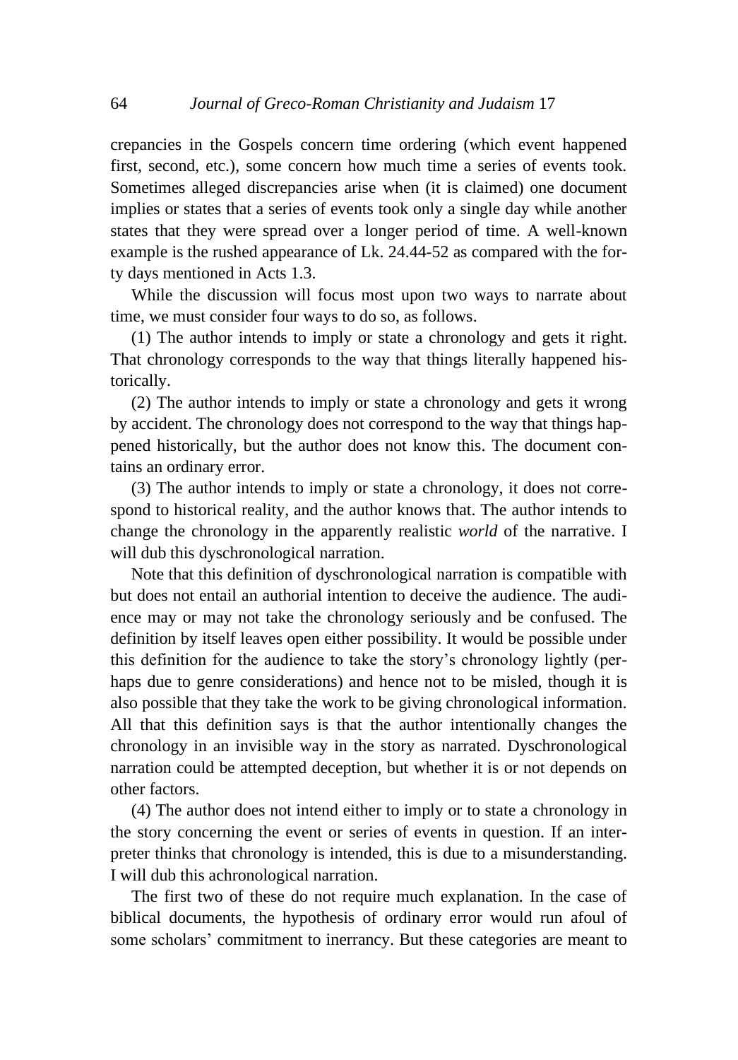crepancies in the Gospels concern time ordering (which event happened first, second, etc.), some concern how much time a series of events took. Sometimes alleged discrepancies arise when (it is claimed) one document implies or states that a series of events took only a single day while another states that they were spread over a longer period of time. A well-known example is the rushed appearance of Lk. 24.44-52 as compared with the forty days mentioned in Acts 1.3.

While the discussion will focus most upon two ways to narrate about time, we must consider four ways to do so, as follows.

(1) The author intends to imply or state a chronology and gets it right. That chronology corresponds to the way that things literally happened historically.

(2) The author intends to imply or state a chronology and gets it wrong by accident. The chronology does not correspond to the way that things happened historically, but the author does not know this. The document contains an ordinary error.

(3) The author intends to imply or state a chronology, it does not correspond to historical reality, and the author knows that. The author intends to change the chronology in the apparently realistic *world* of the narrative. I will dub this dyschronological narration.

Note that this definition of dyschronological narration is compatible with but does not entail an authorial intention to deceive the audience. The audience may or may not take the chronology seriously and be confused. The definition by itself leaves open either possibility. It would be possible under this definition for the audience to take the story's chronology lightly (perhaps due to genre considerations) and hence not to be misled, though it is also possible that they take the work to be giving chronological information. All that this definition says is that the author intentionally changes the chronology in an invisible way in the story as narrated. Dyschronological narration could be attempted deception, but whether it is or not depends on other factors.

(4) The author does not intend either to imply or to state a chronology in the story concerning the event or series of events in question. If an interpreter thinks that chronology is intended, this is due to a misunderstanding. I will dub this achronological narration.

The first two of these do not require much explanation. In the case of biblical documents, the hypothesis of ordinary error would run afoul of some scholars' commitment to inerrancy. But these categories are meant to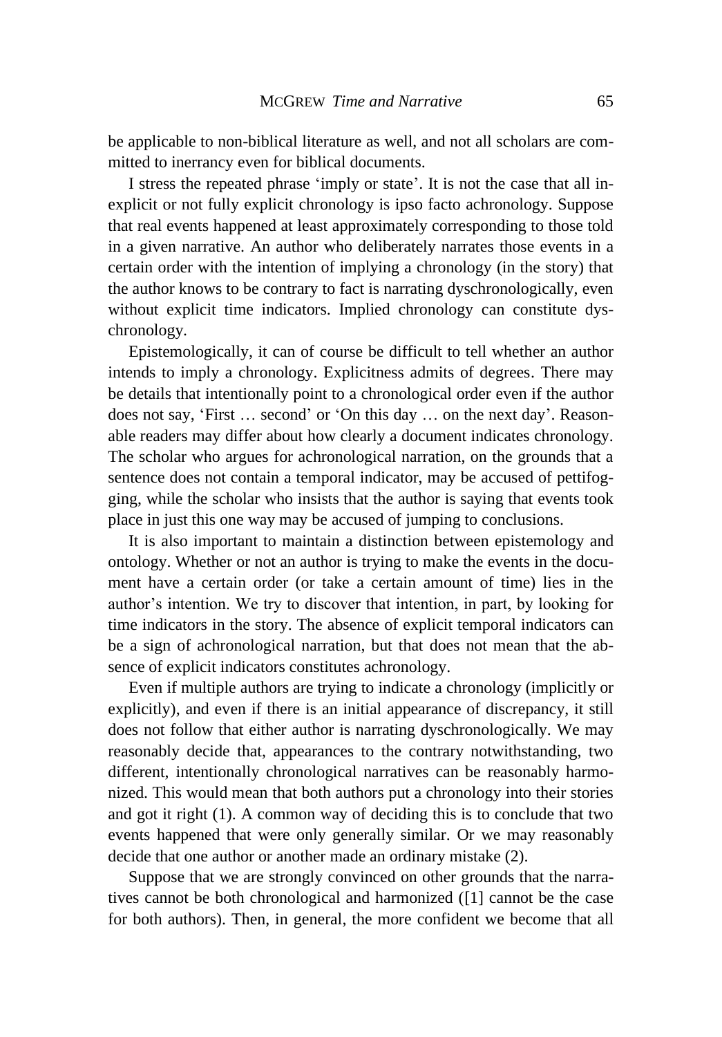be applicable to non-biblical literature as well, and not all scholars are committed to inerrancy even for biblical documents.

I stress the repeated phrase 'imply or state'. It is not the case that all inexplicit or not fully explicit chronology is ipso facto achronology. Suppose that real events happened at least approximately corresponding to those told in a given narrative. An author who deliberately narrates those events in a certain order with the intention of implying a chronology (in the story) that the author knows to be contrary to fact is narrating dyschronologically, even without explicit time indicators. Implied chronology can constitute dyschronology.

Epistemologically, it can of course be difficult to tell whether an author intends to imply a chronology. Explicitness admits of degrees. There may be details that intentionally point to a chronological order even if the author does not say, 'First … second' or 'On this day … on the next day'. Reasonable readers may differ about how clearly a document indicates chronology. The scholar who argues for achronological narration, on the grounds that a sentence does not contain a temporal indicator, may be accused of pettifogging, while the scholar who insists that the author is saying that events took place in just this one way may be accused of jumping to conclusions.

It is also important to maintain a distinction between epistemology and ontology. Whether or not an author is trying to make the events in the document have a certain order (or take a certain amount of time) lies in the author's intention. We try to discover that intention, in part, by looking for time indicators in the story. The absence of explicit temporal indicators can be a sign of achronological narration, but that does not mean that the absence of explicit indicators constitutes achronology.

Even if multiple authors are trying to indicate a chronology (implicitly or explicitly), and even if there is an initial appearance of discrepancy, it still does not follow that either author is narrating dyschronologically. We may reasonably decide that, appearances to the contrary notwithstanding, two different, intentionally chronological narratives can be reasonably harmonized. This would mean that both authors put a chronology into their stories and got it right (1). A common way of deciding this is to conclude that two events happened that were only generally similar. Or we may reasonably decide that one author or another made an ordinary mistake (2).

Suppose that we are strongly convinced on other grounds that the narratives cannot be both chronological and harmonized ([1] cannot be the case for both authors). Then, in general, the more confident we become that all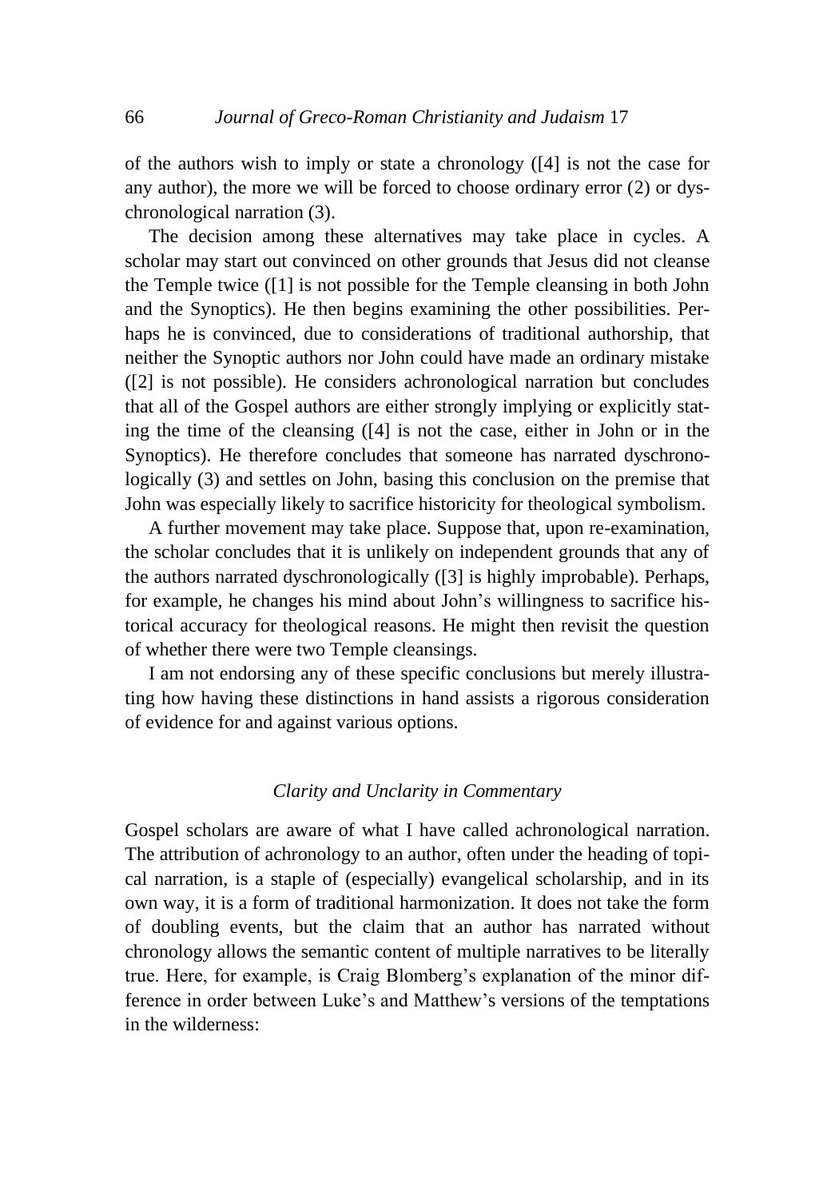of the authors wish to imply or state a chronology ([4] is not the case for any author), the more we will be forced to choose ordinary error (2) or dyschronological narration (3).

The decision among these alternatives may take place in cycles. A scholar may start out convinced on other grounds that Jesus did not cleanse the Temple twice ([1] is not possible for the Temple cleansing in both John and the Synoptics). He then begins examining the other possibilities. Perhaps he is convinced, due to considerations of traditional authorship, that neither the Synoptic authors nor John could have made an ordinary mistake ([2] is not possible). He considers achronological narration but concludes that all of the Gospel authors are either strongly implying or explicitly stating the time of the cleansing ([4] is not the case, either in John or in the Synoptics). He therefore concludes that someone has narrated dyschronologically (3) and settles on John, basing this conclusion on the premise that John was especially likely to sacrifice historicity for theological symbolism.

A further movement may take place. Suppose that, upon re-examination, the scholar concludes that it is unlikely on independent grounds that any of the authors narrated dyschronologically ([3] is highly improbable). Perhaps, for example, he changes his mind about John's willingness to sacrifice historical accuracy for theological reasons. He might then revisit the question of whether there were two Temple cleansings.

I am not endorsing any of these specific conclusions but merely illustrating how having these distinctions in hand assists a rigorous consideration of evidence for and against various options.

### *Clarity and Unclarity in Commentary*

Gospel scholars are aware of what I have called achronological narration. The attribution of achronology to an author, often under the heading of topical narration, is a staple of (especially) evangelical scholarship, and in its own way, it is a form of traditional harmonization. It does not take the form of doubling events, but the claim that an author has narrated without chronology allows the semantic content of multiple narratives to be literally true. Here, for example, is Craig Blomberg's explanation of the minor difference in order between Luke's and Matthew's versions of the temptations in the wilderness: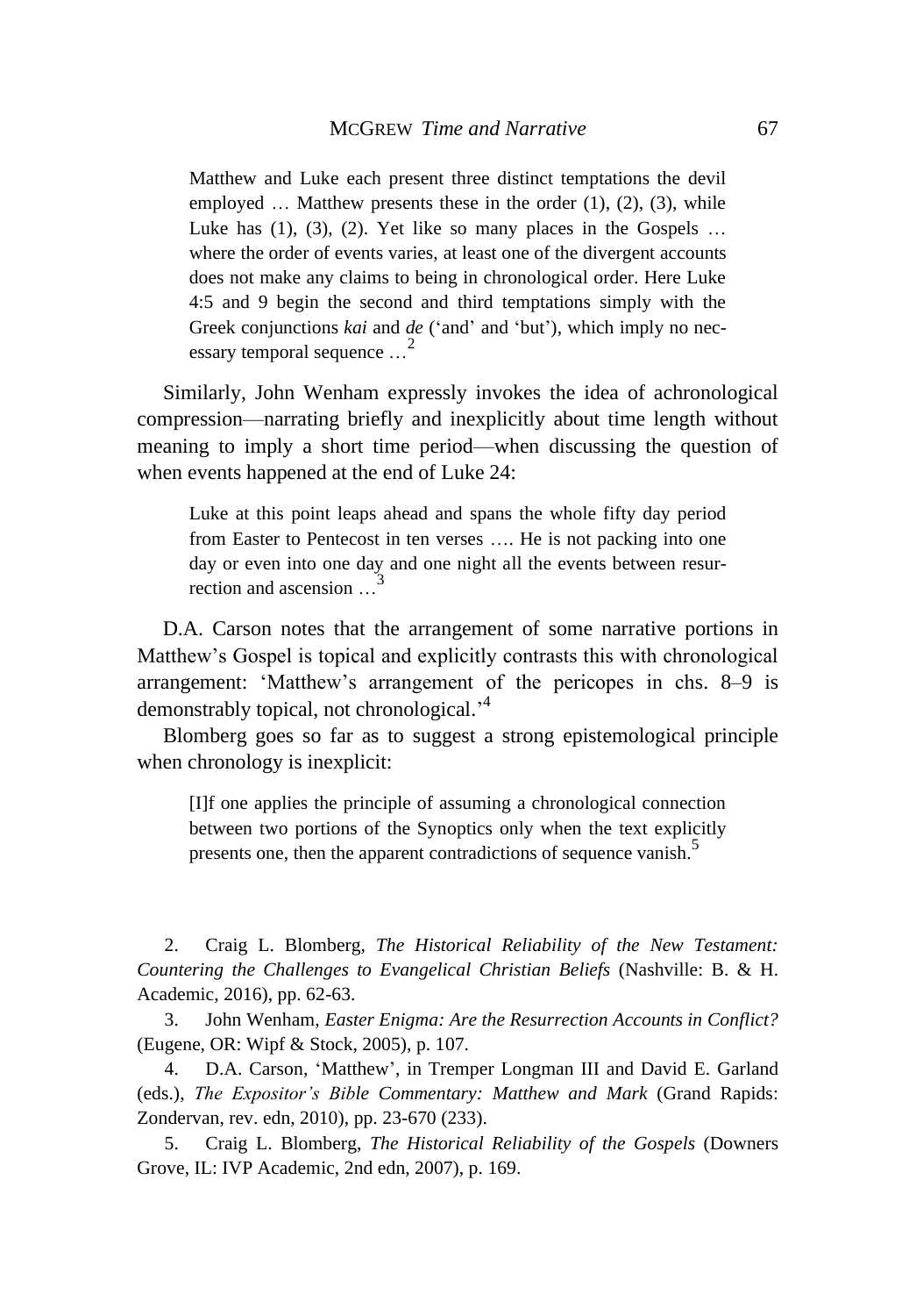> Matthew and Luke each present three distinct temptations the devil employed … Matthew presents these in the order (1), (2), (3), while Luke has (1), (3), (2). Yet like so many places in the Gospels … where the order of events varies, at least one of the divergent accounts does not make any claims to being in chronological order. Here Luke 4:5 and 9 begin the second and third temptations simply with the Greek conjunctions *kai* and *de* ('and' and 'but'), which imply no necessary temporal sequence …[2]

Similarly, John Wenham expressly invokes the idea of achronological compression—narrating briefly and inexplicitly about time length without meaning to imply a short time period—when discussing the question of when events happened at the end of Luke 24:

> Luke at this point leaps ahead and spans the whole fifty day period from Easter to Pentecost in ten verses …. He is not packing into one day or even into one day and one night all the events between resurrection and ascension …[3]

D.A. Carson notes that the arrangement of some narrative portions in Matthew's Gospel is topical and explicitly contrasts this with chronological arrangement: 'Matthew's arrangement of the pericopes in chs. 8–9 is demonstrably topical, not chronological.'[4]

Blomberg goes so far as to suggest a strong epistemological principle when chronology is inexplicit:

> [I]f one applies the principle of assuming a chronological connection between two portions of the Synoptics only when the text explicitly presents one, then the apparent contradictions of sequence vanish.[5]

2. Craig L. Blomberg, *The Historical Reliability of the New Testament: Countering the Challenges to Evangelical Christian Beliefs* (Nashville: B. & H. Academic, 2016), pp. 62-63.

3. John Wenham, *Easter Enigma: Are the Resurrection Accounts in Conflict?* (Eugene, OR: Wipf & Stock, 2005), p. 107.

4. D.A. Carson, 'Matthew', in Tremper Longman III and David E. Garland (eds.), *The Expositor's Bible Commentary: Matthew and Mark* (Grand Rapids: Zondervan, rev. edn, 2010), pp. 23-670 (233).

5. Craig L. Blomberg, *The Historical Reliability of the Gospels* (Downers Grove, IL: IVP Academic, 2nd edn, 2007), p. 169.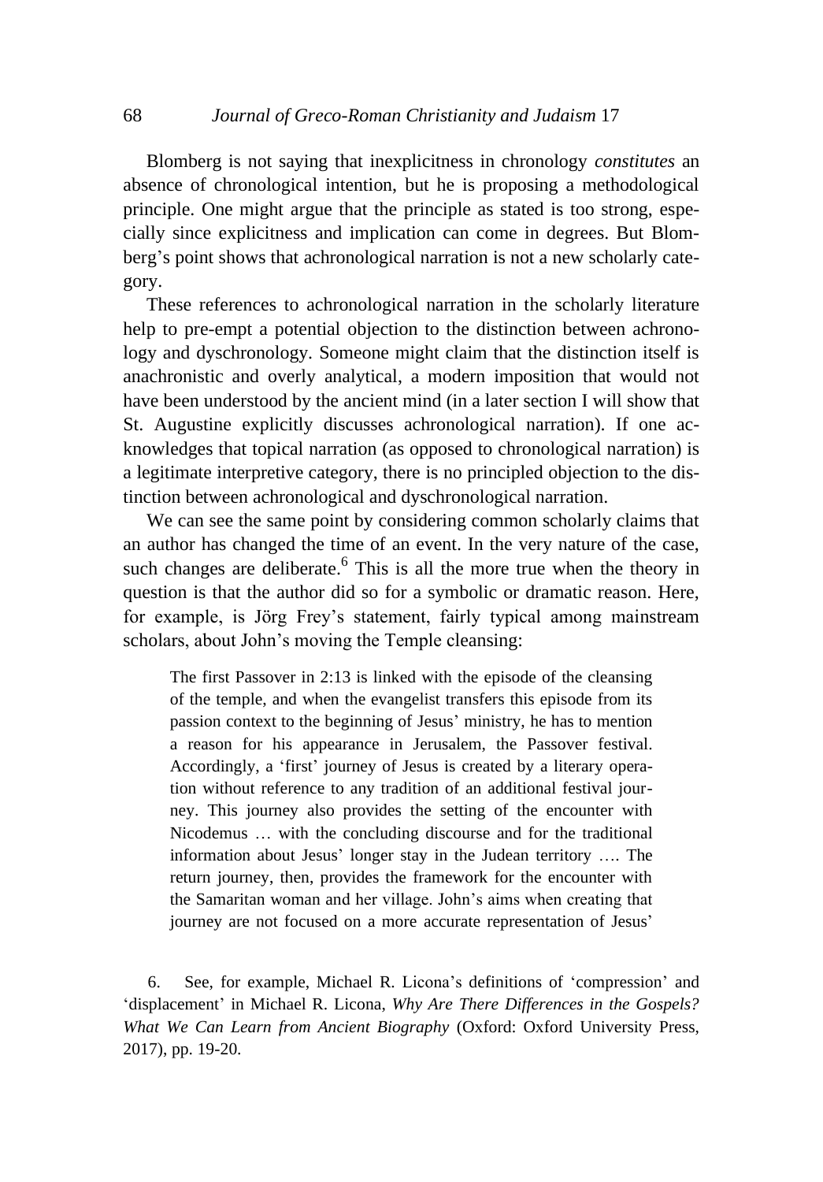Blomberg is not saying that inexplicitness in chronology *constitutes* an absence of chronological intention, but he is proposing a methodological principle. One might argue that the principle as stated is too strong, especially since explicitness and implication can come in degrees. But Blomberg's point shows that achronological narration is not a new scholarly category.

These references to achronological narration in the scholarly literature help to pre-empt a potential objection to the distinction between achronology and dyschronology. Someone might claim that the distinction itself is anachronistic and overly analytical, a modern imposition that would not have been understood by the ancient mind (in a later section I will show that St. Augustine explicitly discusses achronological narration). If one acknowledges that topical narration (as opposed to chronological narration) is a legitimate interpretive category, there is no principled objection to the distinction between achronological and dyschronological narration.

We can see the same point by considering common scholarly claims that an author has changed the time of an event. In the very nature of the case, such changes are deliberate.[6] This is all the more true when the theory in question is that the author did so for a symbolic or dramatic reason. Here, for example, is Jörg Frey's statement, fairly typical among mainstream scholars, about John's moving the Temple cleansing:

> The first Passover in 2:13 is linked with the episode of the cleansing of the temple, and when the evangelist transfers this episode from its passion context to the beginning of Jesus' ministry, he has to mention a reason for his appearance in Jerusalem, the Passover festival. Accordingly, a 'first' journey of Jesus is created by a literary operation without reference to any tradition of an additional festival journey. This journey also provides the setting of the encounter with Nicodemus … with the concluding discourse and for the traditional information about Jesus' longer stay in the Judean territory …. The return journey, then, provides the framework for the encounter with the Samaritan woman and her village. John's aims when creating that journey are not focused on a more accurate representation of Jesus'

6. See, for example, Michael R. Licona's definitions of 'compression' and 'displacement' in Michael R. Licona, *Why Are There Differences in the Gospels? What We Can Learn from Ancient Biography* (Oxford: Oxford University Press, 2017), pp. 19-20.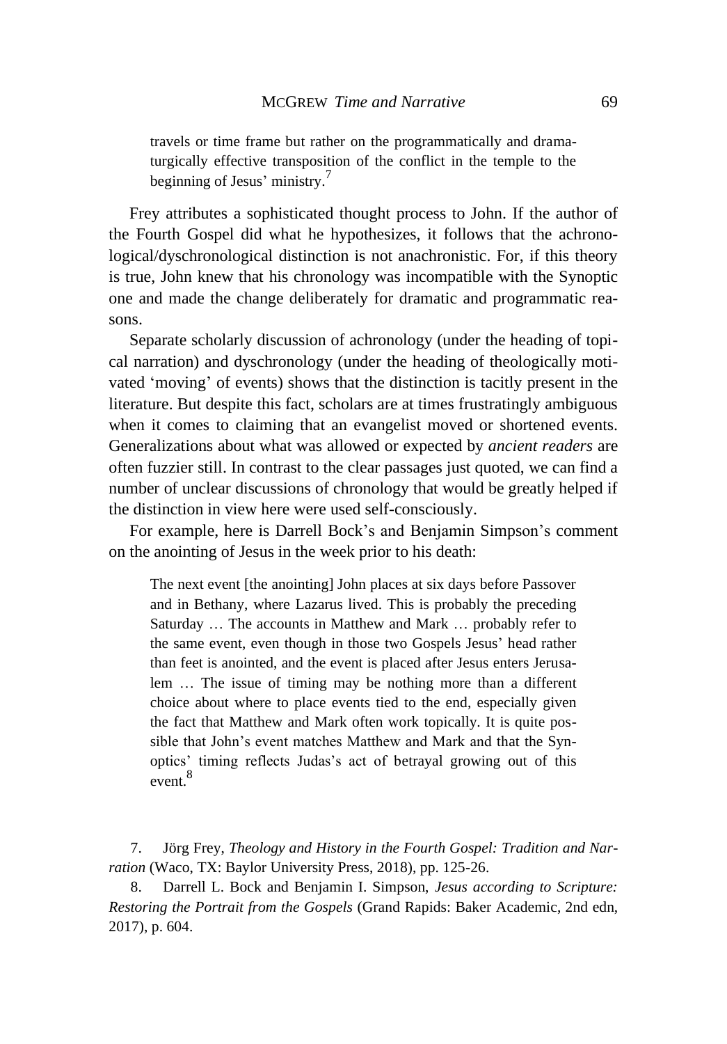> travels or time frame but rather on the programmatically and dramaturgically effective transposition of the conflict in the temple to the beginning of Jesus' ministry.[7]

Frey attributes a sophisticated thought process to John. If the author of the Fourth Gospel did what he hypothesizes, it follows that the achronological/dyschronological distinction is not anachronistic. For, if this theory is true, John knew that his chronology was incompatible with the Synoptic one and made the change deliberately for dramatic and programmatic reasons.

Separate scholarly discussion of achronology (under the heading of topical narration) and dyschronology (under the heading of theologically motivated 'moving' of events) shows that the distinction is tacitly present in the literature. But despite this fact, scholars are at times frustratingly ambiguous when it comes to claiming that an evangelist moved or shortened events. Generalizations about what was allowed or expected by *ancient readers* are often fuzzier still. In contrast to the clear passages just quoted, we can find a number of unclear discussions of chronology that would be greatly helped if the distinction in view here were used self-consciously.

For example, here is Darrell Bock's and Benjamin Simpson's comment on the anointing of Jesus in the week prior to his death:

> The next event [the anointing] John places at six days before Passover and in Bethany, where Lazarus lived. This is probably the preceding Saturday … The accounts in Matthew and Mark … probably refer to the same event, even though in those two Gospels Jesus' head rather than feet is anointed, and the event is placed after Jesus enters Jerusalem … The issue of timing may be nothing more than a different choice about where to place events tied to the end, especially given the fact that Matthew and Mark often work topically. It is quite possible that John's event matches Matthew and Mark and that the Synoptics' timing reflects Judas's act of betrayal growing out of this event.[8]

7. Jörg Frey, *Theology and History in the Fourth Gospel: Tradition and Narration* (Waco, TX: Baylor University Press, 2018), pp. 125-26.

8. Darrell L. Bock and Benjamin I. Simpson, *Jesus according to Scripture: Restoring the Portrait from the Gospels* (Grand Rapids: Baker Academic, 2nd edn, 2017), p. 604.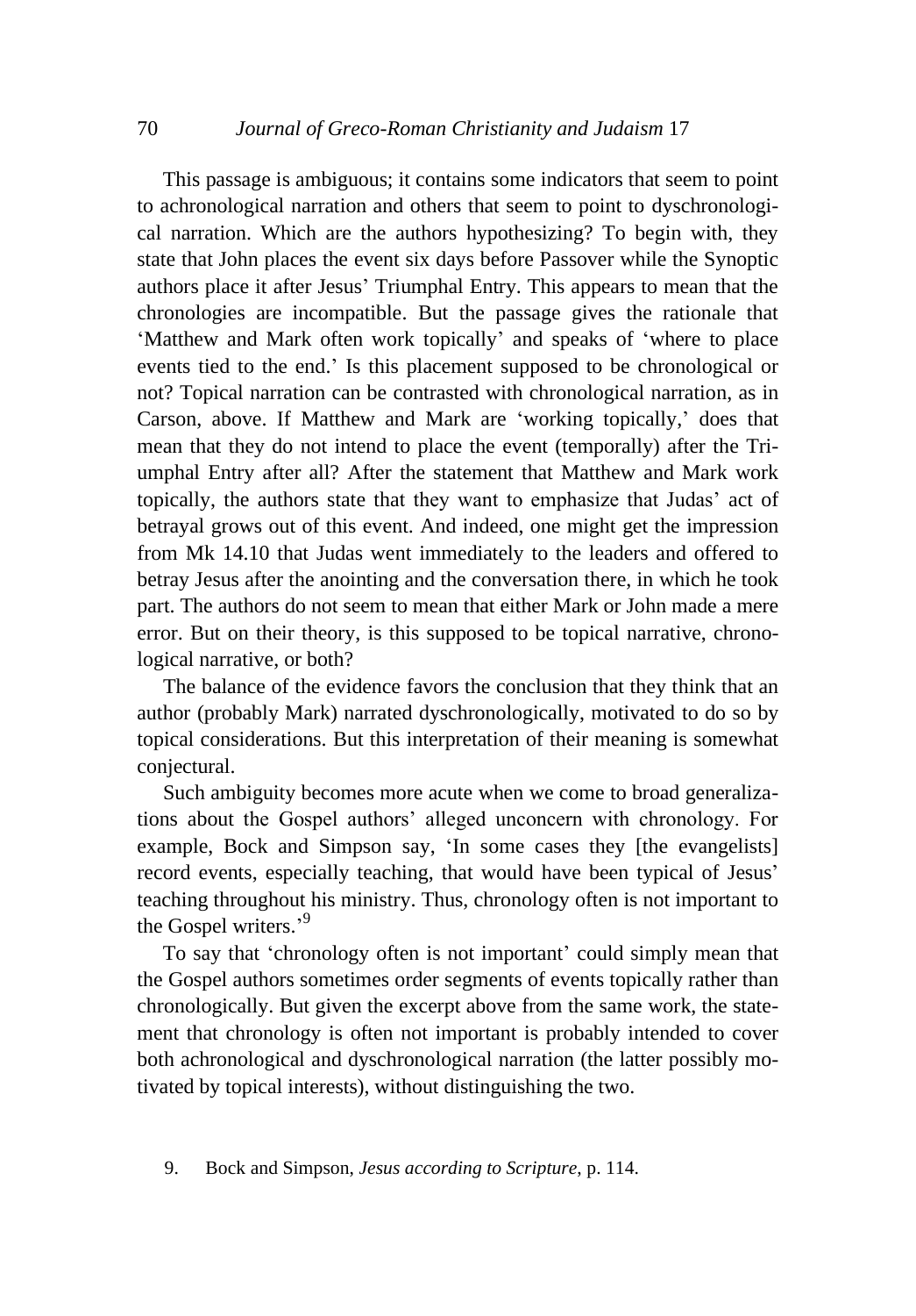This passage is ambiguous; it contains some indicators that seem to point to achronological narration and others that seem to point to dyschronological narration. Which are the authors hypothesizing? To begin with, they state that John places the event six days before Passover while the Synoptic authors place it after Jesus' Triumphal Entry. This appears to mean that the chronologies are incompatible. But the passage gives the rationale that 'Matthew and Mark often work topically' and speaks of 'where to place events tied to the end.' Is this placement supposed to be chronological or not? Topical narration can be contrasted with chronological narration, as in Carson, above. If Matthew and Mark are 'working topically,' does that mean that they do not intend to place the event (temporally) after the Triumphal Entry after all? After the statement that Matthew and Mark work topically, the authors state that they want to emphasize that Judas' act of betrayal grows out of this event. And indeed, one might get the impression from Mk 14.10 that Judas went immediately to the leaders and offered to betray Jesus after the anointing and the conversation there, in which he took part. The authors do not seem to mean that either Mark or John made a mere error. But on their theory, is this supposed to be topical narrative, chronological narrative, or both?

The balance of the evidence favors the conclusion that they think that an author (probably Mark) narrated dyschronologically, motivated to do so by topical considerations. But this interpretation of their meaning is somewhat conjectural.

Such ambiguity becomes more acute when we come to broad generalizations about the Gospel authors' alleged unconcern with chronology. For example, Bock and Simpson say, 'In some cases they [the evangelists] record events, especially teaching, that would have been typical of Jesus' teaching throughout his ministry. Thus, chronology often is not important to the Gospel writers.'[9]

To say that 'chronology often is not important' could simply mean that the Gospel authors sometimes order segments of events topically rather than chronologically. But given the excerpt above from the same work, the statement that chronology is often not important is probably intended to cover both achronological and dyschronological narration (the latter possibly motivated by topical interests), without distinguishing the two.

9. Bock and Simpson, *Jesus according to Scripture*, p. 114.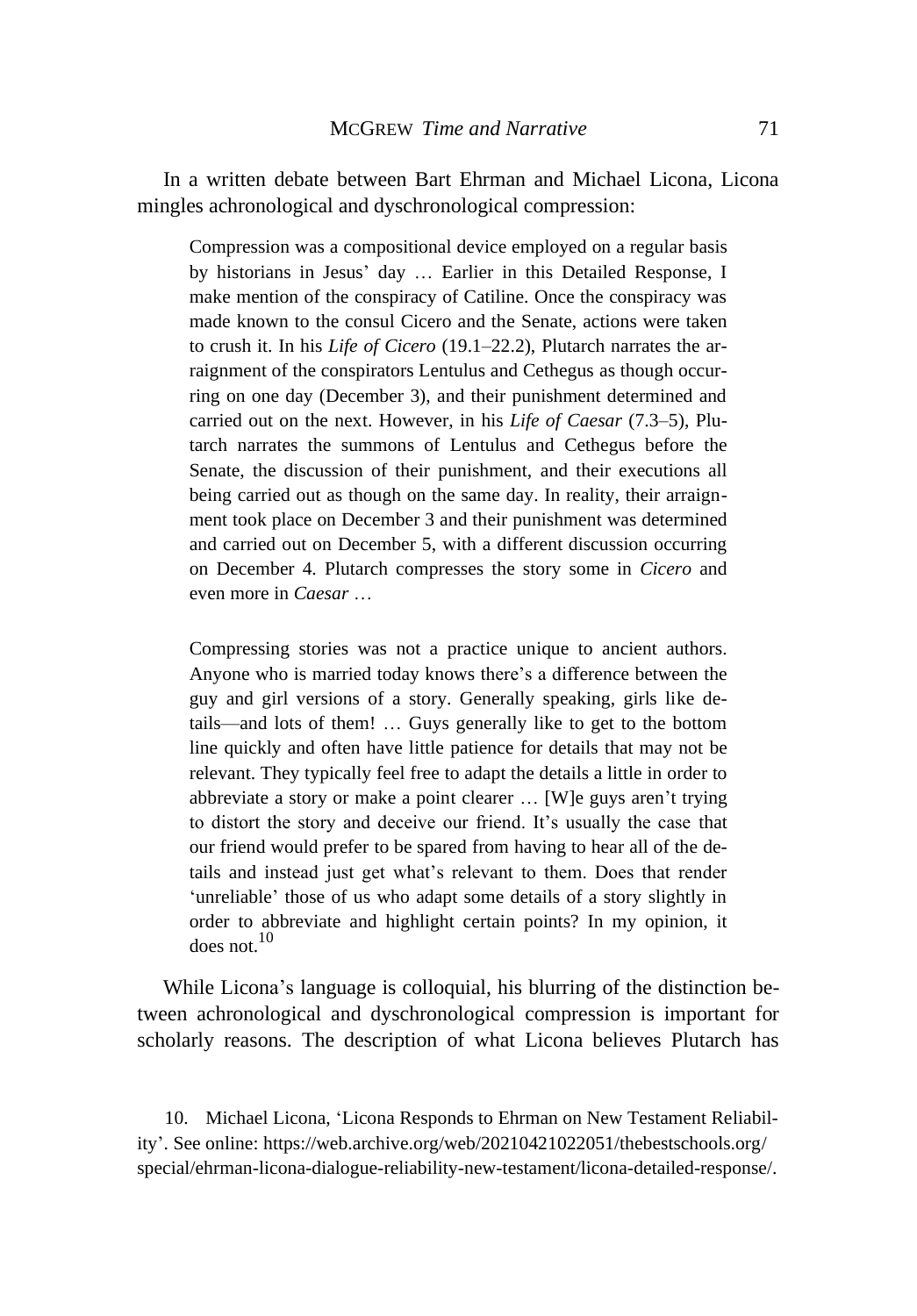In a written debate between Bart Ehrman and Michael Licona, Licona mingles achronological and dyschronological compression:

> Compression was a compositional device employed on a regular basis by historians in Jesus' day … Earlier in this Detailed Response, I make mention of the conspiracy of Catiline. Once the conspiracy was made known to the consul Cicero and the Senate, actions were taken to crush it. In his *Life of Cicero* (19.1–22.2), Plutarch narrates the arraignment of the conspirators Lentulus and Cethegus as though occurring on one day (December 3), and their punishment determined and carried out on the next. However, in his *Life of Caesar* (7.3–5), Plutarch narrates the summons of Lentulus and Cethegus before the Senate, the discussion of their punishment, and their executions all being carried out as though on the same day. In reality, their arraignment took place on December 3 and their punishment was determined and carried out on December 5, with a different discussion occurring on December 4. Plutarch compresses the story some in *Cicero* and even more in *Caesar* …
>
> Compressing stories was not a practice unique to ancient authors. Anyone who is married today knows there's a difference between the guy and girl versions of a story. Generally speaking, girls like details—and lots of them! … Guys generally like to get to the bottom line quickly and often have little patience for details that may not be relevant. They typically feel free to adapt the details a little in order to abbreviate a story or make a point clearer … [W]e guys aren't trying to distort the story and deceive our friend. It's usually the case that our friend would prefer to be spared from having to hear all of the details and instead just get what's relevant to them. Does that render 'unreliable' those of us who adapt some details of a story slightly in order to abbreviate and highlight certain points? In my opinion, it does not.[10]

While Licona's language is colloquial, his blurring of the distinction between achronological and dyschronological compression is important for scholarly reasons. The description of what Licona believes Plutarch has

10. Michael Licona, 'Licona Responds to Ehrman on New Testament Reliability'. See online: https://web.archive.org/web/20210421022051/thebestschools.org/special/ehrman-licona-dialogue-reliability-new-testament/licona-detailed-response/.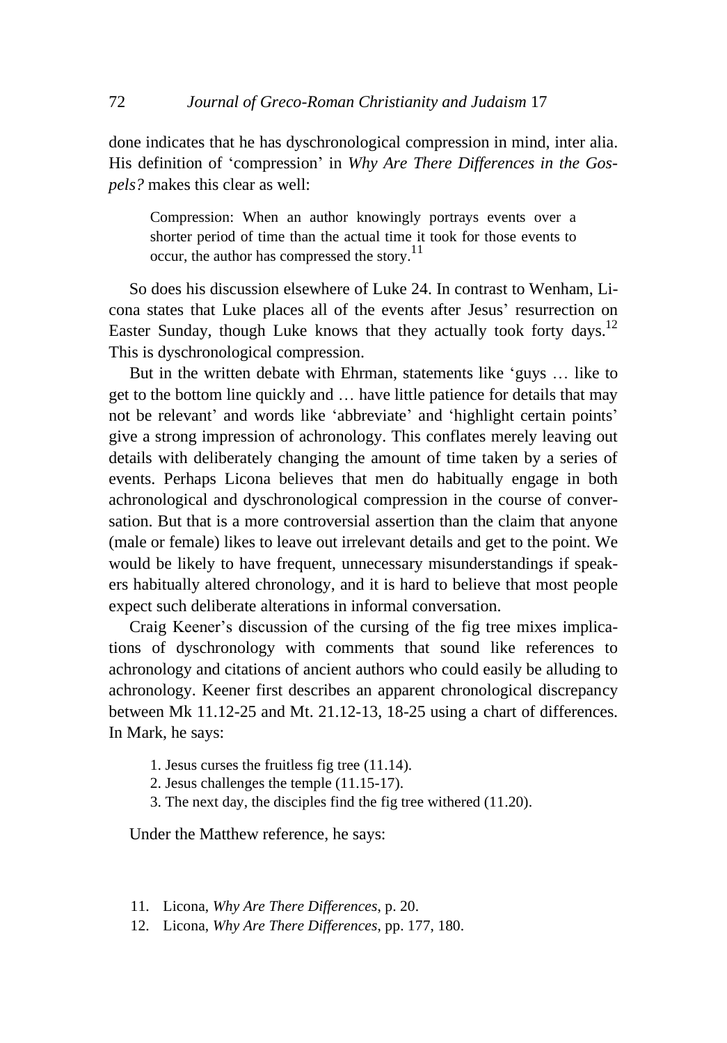done indicates that he has dyschronological compression in mind, inter alia. His definition of 'compression' in *Why Are There Differences in the Gospels?* makes this clear as well:

> Compression: When an author knowingly portrays events over a shorter period of time than the actual time it took for those events to occur, the author has compressed the story.[11]

So does his discussion elsewhere of Luke 24. In contrast to Wenham, Licona states that Luke places all of the events after Jesus' resurrection on Easter Sunday, though Luke knows that they actually took forty days.[12] This is dyschronological compression.

But in the written debate with Ehrman, statements like 'guys … like to get to the bottom line quickly and … have little patience for details that may not be relevant' and words like 'abbreviate' and 'highlight certain points' give a strong impression of achronology. This conflates merely leaving out details with deliberately changing the amount of time taken by a series of events. Perhaps Licona believes that men do habitually engage in both achronological and dyschronological compression in the course of conversation. But that is a more controversial assertion than the claim that anyone (male or female) likes to leave out irrelevant details and get to the point. We would be likely to have frequent, unnecessary misunderstandings if speakers habitually altered chronology, and it is hard to believe that most people expect such deliberate alterations in informal conversation.

Craig Keener's discussion of the cursing of the fig tree mixes implications of dyschronology with comments that sound like references to achronology and citations of ancient authors who could easily be alluding to achronology. Keener first describes an apparent chronological discrepancy between Mk 11.12-25 and Mt. 21.12-13, 18-25 using a chart of differences. In Mark, he says:

1. Jesus curses the fruitless fig tree (11.14).
2. Jesus challenges the temple (11.15-17).
3. The next day, the disciples find the fig tree withered (11.20).

Under the Matthew reference, he says:

11. Licona, *Why Are There Differences*, p. 20.
12. Licona, *Why Are There Differences*, pp. 177, 180.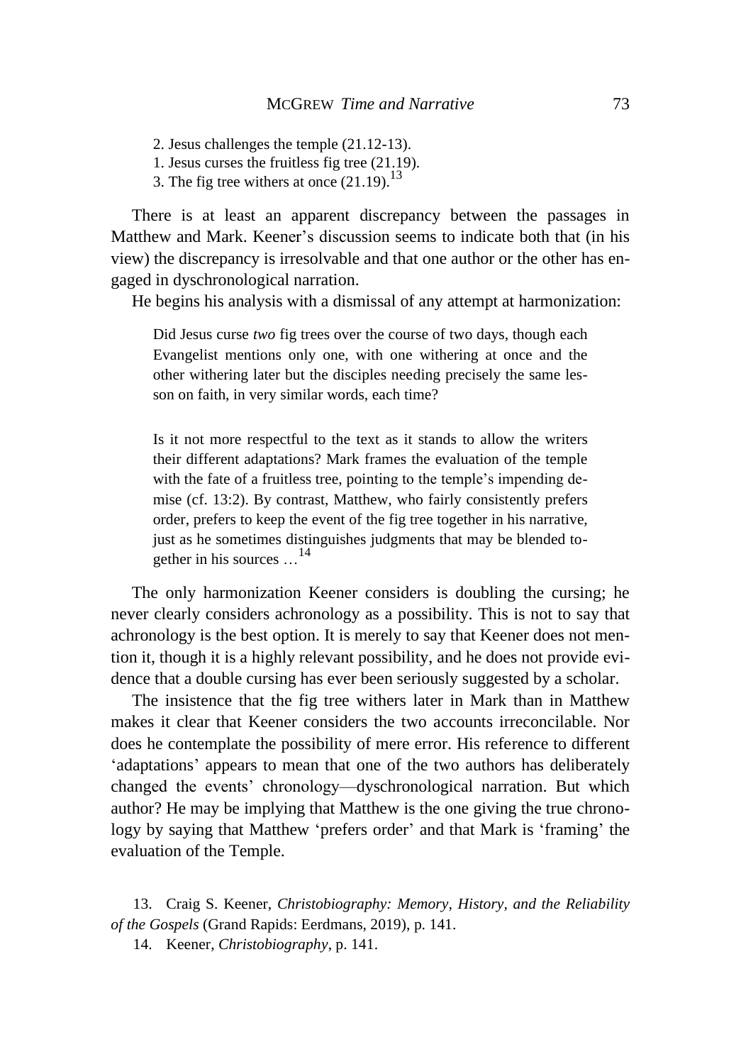2. Jesus challenges the temple (21.12-13).
1. Jesus curses the fruitless fig tree (21.19).
3. The fig tree withers at once (21.19).[13]

There is at least an apparent discrepancy between the passages in Matthew and Mark. Keener's discussion seems to indicate both that (in his view) the discrepancy is irresolvable and that one author or the other has engaged in dyschronological narration.

He begins his analysis with a dismissal of any attempt at harmonization:

> Did Jesus curse *two* fig trees over the course of two days, though each Evangelist mentions only one, with one withering at once and the other withering later but the disciples needing precisely the same lesson on faith, in very similar words, each time?
>
> Is it not more respectful to the text as it stands to allow the writers their different adaptations? Mark frames the evaluation of the temple with the fate of a fruitless tree, pointing to the temple's impending demise (cf. 13:2). By contrast, Matthew, who fairly consistently prefers order, prefers to keep the event of the fig tree together in his narrative, just as he sometimes distinguishes judgments that may be blended together in his sources …[14]

The only harmonization Keener considers is doubling the cursing; he never clearly considers achronology as a possibility. This is not to say that achronology is the best option. It is merely to say that Keener does not mention it, though it is a highly relevant possibility, and he does not provide evidence that a double cursing has ever been seriously suggested by a scholar.

The insistence that the fig tree withers later in Mark than in Matthew makes it clear that Keener considers the two accounts irreconcilable. Nor does he contemplate the possibility of mere error. His reference to different 'adaptations' appears to mean that one of the two authors has deliberately changed the events' chronology—dyschronological narration. But which author? He may be implying that Matthew is the one giving the true chronology by saying that Matthew 'prefers order' and that Mark is 'framing' the evaluation of the Temple.

13. Craig S. Keener, *Christobiography: Memory, History, and the Reliability of the Gospels* (Grand Rapids: Eerdmans, 2019), p. 141.

14. Keener, *Christobiography*, p. 141.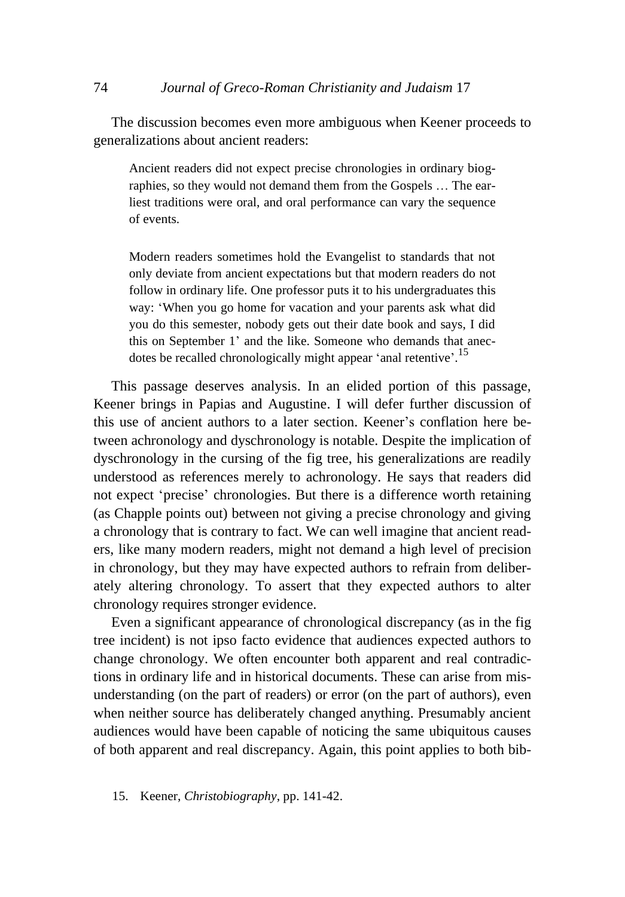The discussion becomes even more ambiguous when Keener proceeds to generalizations about ancient readers:

> Ancient readers did not expect precise chronologies in ordinary biographies, so they would not demand them from the Gospels … The earliest traditions were oral, and oral performance can vary the sequence of events.
>
> Modern readers sometimes hold the Evangelist to standards that not only deviate from ancient expectations but that modern readers do not follow in ordinary life. One professor puts it to his undergraduates this way: 'When you go home for vacation and your parents ask what did you do this semester, nobody gets out their date book and says, I did this on September 1' and the like. Someone who demands that anecdotes be recalled chronologically might appear 'anal retentive'.[15]

This passage deserves analysis. In an elided portion of this passage, Keener brings in Papias and Augustine. I will defer further discussion of this use of ancient authors to a later section. Keener's conflation here between achronology and dyschronology is notable. Despite the implication of dyschronology in the cursing of the fig tree, his generalizations are readily understood as references merely to achronology. He says that readers did not expect 'precise' chronologies. But there is a difference worth retaining (as Chapple points out) between not giving a precise chronology and giving a chronology that is contrary to fact. We can well imagine that ancient readers, like many modern readers, might not demand a high level of precision in chronology, but they may have expected authors to refrain from deliberately altering chronology. To assert that they expected authors to alter chronology requires stronger evidence.

Even a significant appearance of chronological discrepancy (as in the fig tree incident) is not ipso facto evidence that audiences expected authors to change chronology. We often encounter both apparent and real contradictions in ordinary life and in historical documents. These can arise from misunderstanding (on the part of readers) or error (on the part of authors), even when neither source has deliberately changed anything. Presumably ancient audiences would have been capable of noticing the same ubiquitous causes of both apparent and real discrepancy. Again, this point applies to both bib-

15. Keener, *Christobiography*, pp. 141-42.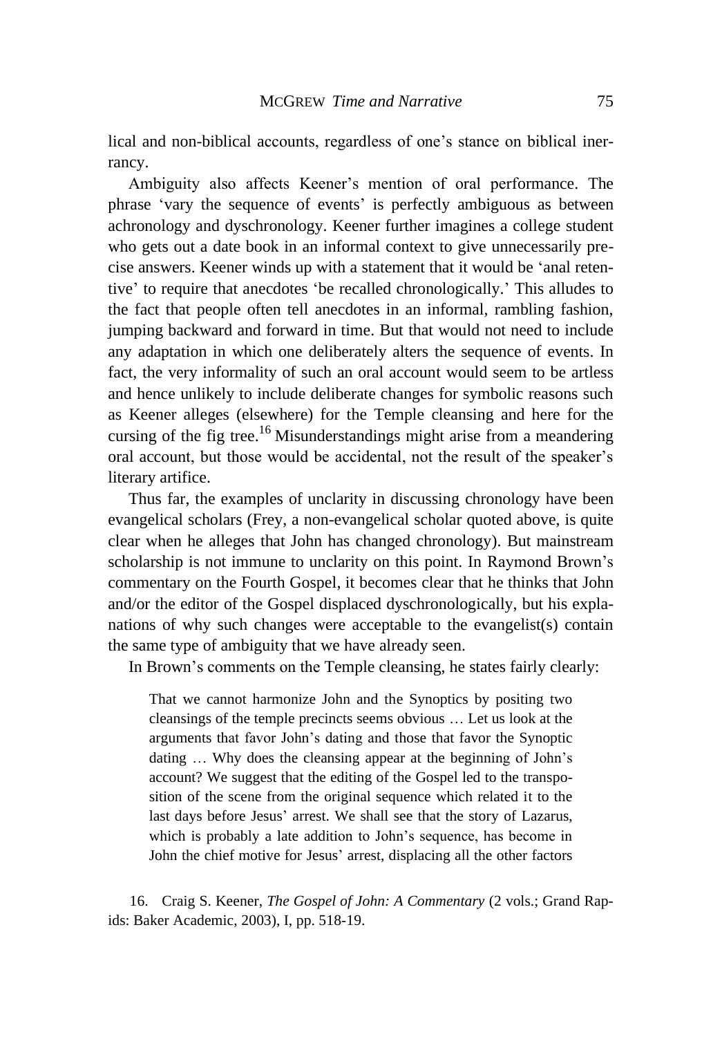lical and non-biblical accounts, regardless of one's stance on biblical inerrancy.

Ambiguity also affects Keener's mention of oral performance. The phrase 'vary the sequence of events' is perfectly ambiguous as between achronology and dyschronology. Keener further imagines a college student who gets out a date book in an informal context to give unnecessarily precise answers. Keener winds up with a statement that it would be 'anal retentive' to require that anecdotes 'be recalled chronologically.' This alludes to the fact that people often tell anecdotes in an informal, rambling fashion, jumping backward and forward in time. But that would not need to include any adaptation in which one deliberately alters the sequence of events. In fact, the very informality of such an oral account would seem to be artless and hence unlikely to include deliberate changes for symbolic reasons such as Keener alleges (elsewhere) for the Temple cleansing and here for the cursing of the fig tree.[16] Misunderstandings might arise from a meandering oral account, but those would be accidental, not the result of the speaker's literary artifice.

Thus far, the examples of unclarity in discussing chronology have been evangelical scholars (Frey, a non-evangelical scholar quoted above, is quite clear when he alleges that John has changed chronology). But mainstream scholarship is not immune to unclarity on this point. In Raymond Brown's commentary on the Fourth Gospel, it becomes clear that he thinks that John and/or the editor of the Gospel displaced dyschronologically, but his explanations of why such changes were acceptable to the evangelist(s) contain the same type of ambiguity that we have already seen.

In Brown's comments on the Temple cleansing, he states fairly clearly:

> That we cannot harmonize John and the Synoptics by positing two cleansings of the temple precincts seems obvious … Let us look at the arguments that favor John's dating and those that favor the Synoptic dating … Why does the cleansing appear at the beginning of John's account? We suggest that the editing of the Gospel led to the transposition of the scene from the original sequence which related it to the last days before Jesus' arrest. We shall see that the story of Lazarus, which is probably a late addition to John's sequence, has become in John the chief motive for Jesus' arrest, displacing all the other factors

16. Craig S. Keener, *The Gospel of John: A Commentary* (2 vols.; Grand Rapids: Baker Academic, 2003), I, pp. 518-19.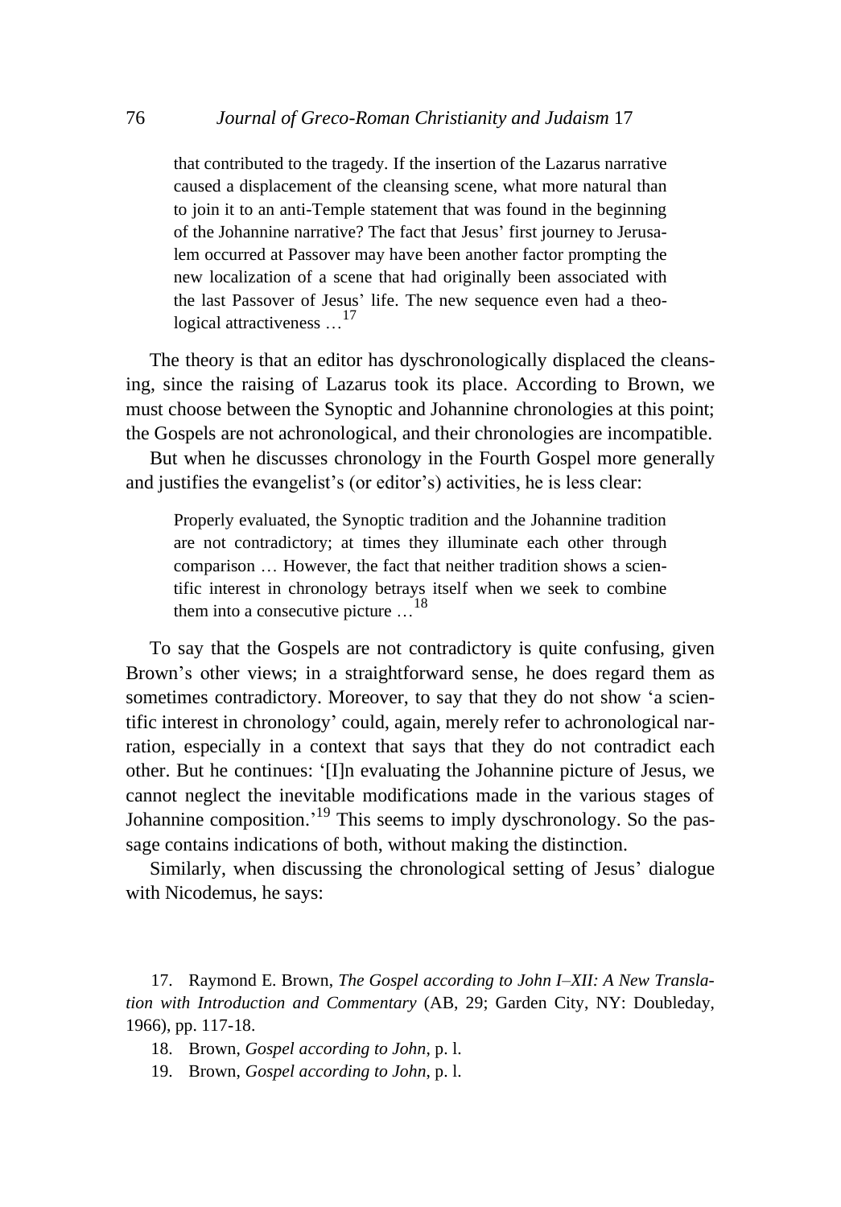that contributed to the tragedy. If the insertion of the Lazarus narrative caused a displacement of the cleansing scene, what more natural than to join it to an anti-Temple statement that was found in the beginning of the Johannine narrative? The fact that Jesus' first journey to Jerusalem occurred at Passover may have been another factor prompting the new localization of a scene that had originally been associated with the last Passover of Jesus' life. The new sequence even had a theological attractiveness …[17]

The theory is that an editor has dyschronologically displaced the cleansing, since the raising of Lazarus took its place. According to Brown, we must choose between the Synoptic and Johannine chronologies at this point; the Gospels are not achronological, and their chronologies are incompatible.

But when he discusses chronology in the Fourth Gospel more generally and justifies the evangelist's (or editor's) activities, he is less clear:

> Properly evaluated, the Synoptic tradition and the Johannine tradition are not contradictory; at times they illuminate each other through comparison … However, the fact that neither tradition shows a scientific interest in chronology betrays itself when we seek to combine them into a consecutive picture …[18]

To say that the Gospels are not contradictory is quite confusing, given Brown's other views; in a straightforward sense, he does regard them as sometimes contradictory. Moreover, to say that they do not show 'a scientific interest in chronology' could, again, merely refer to achronological narration, especially in a context that says that they do not contradict each other. But he continues: '[I]n evaluating the Johannine picture of Jesus, we cannot neglect the inevitable modifications made in the various stages of Johannine composition.'[19] This seems to imply dyschronology. So the passage contains indications of both, without making the distinction.

Similarly, when discussing the chronological setting of Jesus' dialogue with Nicodemus, he says:

17. Raymond E. Brown, *The Gospel according to John I–XII: A New Translation with Introduction and Commentary* (AB, 29; Garden City, NY: Doubleday, 1966), pp. 117-18.

18. Brown, *Gospel according to John*, p. l.

19. Brown, *Gospel according to John*, p. l.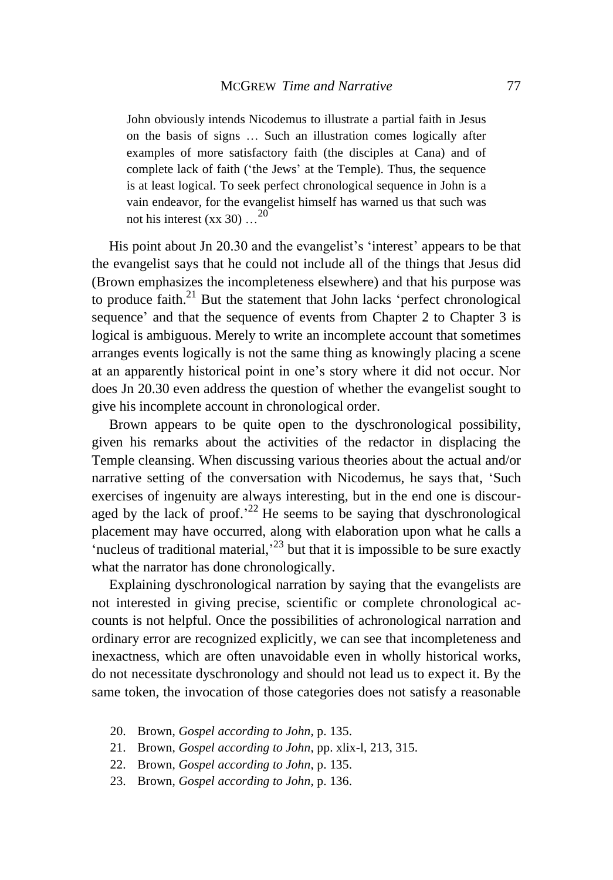> John obviously intends Nicodemus to illustrate a partial faith in Jesus on the basis of signs … Such an illustration comes logically after examples of more satisfactory faith (the disciples at Cana) and of complete lack of faith ('the Jews' at the Temple). Thus, the sequence is at least logical. To seek perfect chronological sequence in John is a vain endeavor, for the evangelist himself has warned us that such was not his interest (xx 30) …[20]

His point about Jn 20.30 and the evangelist's 'interest' appears to be that the evangelist says that he could not include all of the things that Jesus did (Brown emphasizes the incompleteness elsewhere) and that his purpose was to produce faith.[21] But the statement that John lacks 'perfect chronological sequence' and that the sequence of events from Chapter 2 to Chapter 3 is logical is ambiguous. Merely to write an incomplete account that sometimes arranges events logically is not the same thing as knowingly placing a scene at an apparently historical point in one's story where it did not occur. Nor does Jn 20.30 even address the question of whether the evangelist sought to give his incomplete account in chronological order.

Brown appears to be quite open to the dyschronological possibility, given his remarks about the activities of the redactor in displacing the Temple cleansing. When discussing various theories about the actual and/or narrative setting of the conversation with Nicodemus, he says that, 'Such exercises of ingenuity are always interesting, but in the end one is discouraged by the lack of proof.'[22] He seems to be saying that dyschronological placement may have occurred, along with elaboration upon what he calls a 'nucleus of traditional material,'[23] but that it is impossible to be sure exactly what the narrator has done chronologically.

Explaining dyschronological narration by saying that the evangelists are not interested in giving precise, scientific or complete chronological accounts is not helpful. Once the possibilities of achronological narration and ordinary error are recognized explicitly, we can see that incompleteness and inexactness, which are often unavoidable even in wholly historical works, do not necessitate dyschronology and should not lead us to expect it. By the same token, the invocation of those categories does not satisfy a reasonable

20. Brown, *Gospel according to John*, p. 135.
21. Brown, *Gospel according to John*, pp. xlix-l, 213, 315.
22. Brown, *Gospel according to John*, p. 135.
23. Brown, *Gospel according to John*, p. 136.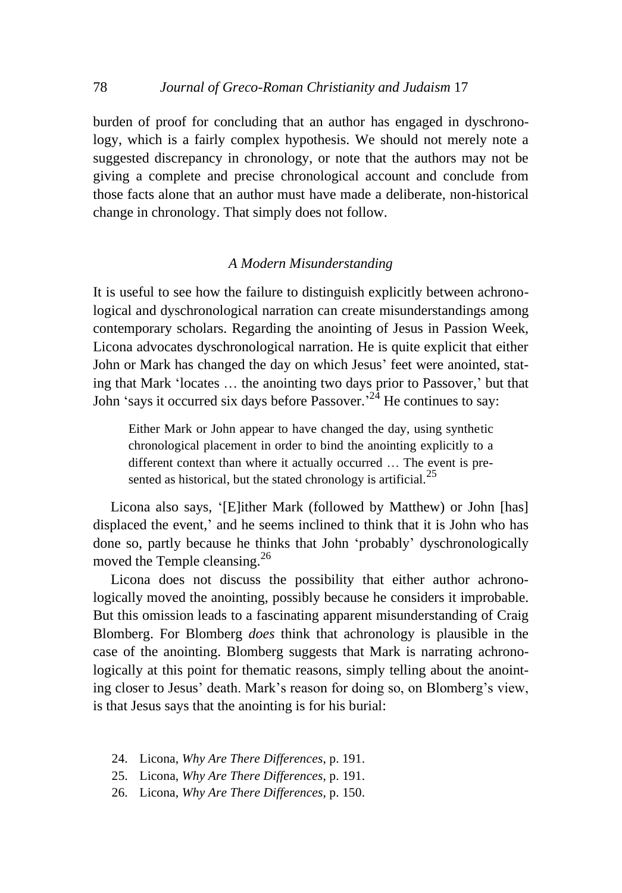burden of proof for concluding that an author has engaged in dyschronology, which is a fairly complex hypothesis. We should not merely note a suggested discrepancy in chronology, or note that the authors may not be giving a complete and precise chronological account and conclude from those facts alone that an author must have made a deliberate, non-historical change in chronology. That simply does not follow.

### *A Modern Misunderstanding*

It is useful to see how the failure to distinguish explicitly between achronological and dyschronological narration can create misunderstandings among contemporary scholars. Regarding the anointing of Jesus in Passion Week, Licona advocates dyschronological narration. He is quite explicit that either John or Mark has changed the day on which Jesus' feet were anointed, stating that Mark 'locates … the anointing two days prior to Passover,' but that John 'says it occurred six days before Passover.'[24] He continues to say:

> Either Mark or John appear to have changed the day, using synthetic chronological placement in order to bind the anointing explicitly to a different context than where it actually occurred … The event is presented as historical, but the stated chronology is artificial.[25]

Licona also says, '[E]ither Mark (followed by Matthew) or John [has] displaced the event,' and he seems inclined to think that it is John who has done so, partly because he thinks that John 'probably' dyschronologically moved the Temple cleansing.[26]

Licona does not discuss the possibility that either author achronologically moved the anointing, possibly because he considers it improbable. But this omission leads to a fascinating apparent misunderstanding of Craig Blomberg. For Blomberg *does* think that achronology is plausible in the case of the anointing. Blomberg suggests that Mark is narrating achronologically at this point for thematic reasons, simply telling about the anointing closer to Jesus' death. Mark's reason for doing so, on Blomberg's view, is that Jesus says that the anointing is for his burial:

24. Licona, *Why Are There Differences*, p. 191.
25. Licona, *Why Are There Differences*, p. 191.
26. Licona, *Why Are There Differences*, p. 150.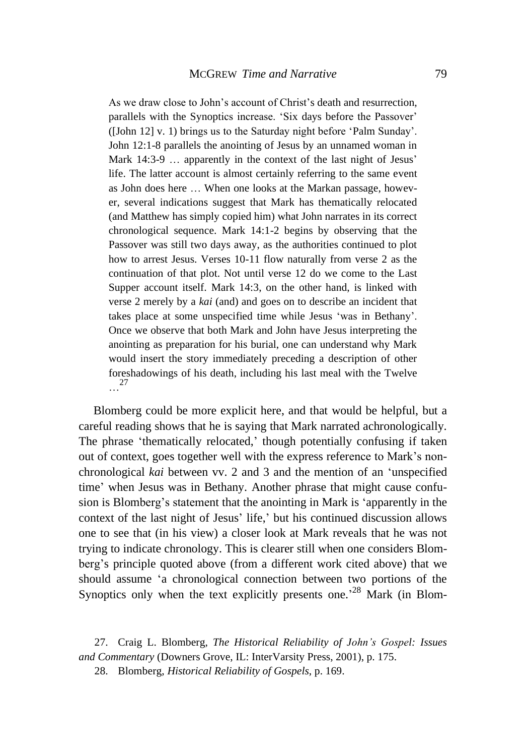> As we draw close to John's account of Christ's death and resurrection, parallels with the Synoptics increase. 'Six days before the Passover' ([John 12] v. 1) brings us to the Saturday night before 'Palm Sunday'. John 12:1-8 parallels the anointing of Jesus by an unnamed woman in Mark 14:3-9 … apparently in the context of the last night of Jesus' life. The latter account is almost certainly referring to the same event as John does here … When one looks at the Markan passage, however, several indications suggest that Mark has thematically relocated (and Matthew has simply copied him) what John narrates in its correct chronological sequence. Mark 14:1-2 begins by observing that the Passover was still two days away, as the authorities continued to plot how to arrest Jesus. Verses 10-11 flow naturally from verse 2 as the continuation of that plot. Not until verse 12 do we come to the Last Supper account itself. Mark 14:3, on the other hand, is linked with verse 2 merely by a *kai* (and) and goes on to describe an incident that takes place at some unspecified time while Jesus 'was in Bethany'. Once we observe that both Mark and John have Jesus interpreting the anointing as preparation for his burial, one can understand why Mark would insert the story immediately preceding a description of other foreshadowings of his death, including his last meal with the Twelve …[27]

Blomberg could be more explicit here, and that would be helpful, but a careful reading shows that he is saying that Mark narrated achronologically. The phrase 'thematically relocated,' though potentially confusing if taken out of context, goes together well with the express reference to Mark's non-chronological *kai* between vv. 2 and 3 and the mention of an 'unspecified time' when Jesus was in Bethany. Another phrase that might cause confusion is Blomberg's statement that the anointing in Mark is 'apparently in the context of the last night of Jesus' life,' but his continued discussion allows one to see that (in his view) a closer look at Mark reveals that he was not trying to indicate chronology. This is clearer still when one considers Blomberg's principle quoted above (from a different work cited above) that we should assume 'a chronological connection between two portions of the Synoptics only when the text explicitly presents one.'[28] Mark (in Blom-

27. Craig L. Blomberg, *The Historical Reliability of John's Gospel: Issues and Commentary* (Downers Grove, IL: InterVarsity Press, 2001), p. 175.

28. Blomberg, *Historical Reliability of Gospels*, p. 169.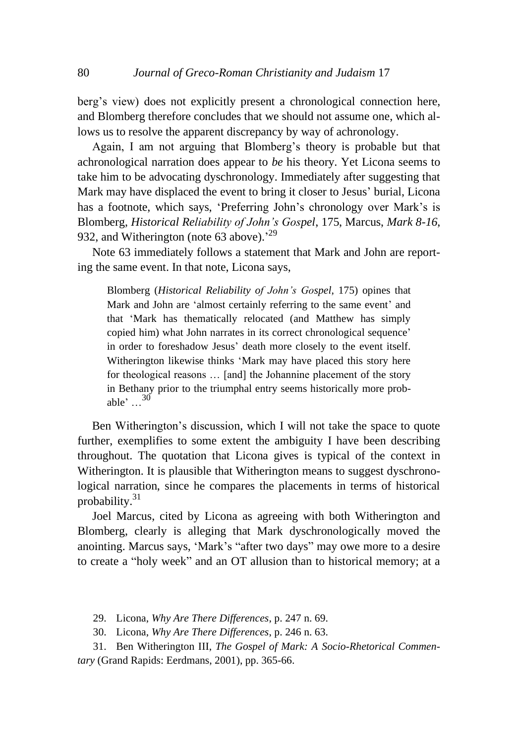berg's view) does not explicitly present a chronological connection here, and Blomberg therefore concludes that we should not assume one, which allows us to resolve the apparent discrepancy by way of achronology.

Again, I am not arguing that Blomberg's theory is probable but that achronological narration does appear to *be* his theory. Yet Licona seems to take him to be advocating dyschronology. Immediately after suggesting that Mark may have displaced the event to bring it closer to Jesus' burial, Licona has a footnote, which says, 'Preferring John's chronology over Mark's is Blomberg, *Historical Reliability of John's Gospel*, 175, Marcus, *Mark 8-16*, 932, and Witherington (note 63 above).'[29]

Note 63 immediately follows a statement that Mark and John are reporting the same event. In that note, Licona says,

> Blomberg (*Historical Reliability of John's Gospel*, 175) opines that Mark and John are 'almost certainly referring to the same event' and that 'Mark has thematically relocated (and Matthew has simply copied him) what John narrates in its correct chronological sequence' in order to foreshadow Jesus' death more closely to the event itself. Witherington likewise thinks 'Mark may have placed this story here for theological reasons … [and] the Johannine placement of the story in Bethany prior to the triumphal entry seems historically more probable' …[30]

Ben Witherington's discussion, which I will not take the space to quote further, exemplifies to some extent the ambiguity I have been describing throughout. The quotation that Licona gives is typical of the context in Witherington. It is plausible that Witherington means to suggest dyschronological narration, since he compares the placements in terms of historical probability.[31]

Joel Marcus, cited by Licona as agreeing with both Witherington and Blomberg, clearly is alleging that Mark dyschronologically moved the anointing. Marcus says, 'Mark's "after two days" may owe more to a desire to create a "holy week" and an OT allusion than to historical memory; at a

29. Licona, *Why Are There Differences*, p. 247 n. 69.

30. Licona, *Why Are There Differences*, p. 246 n. 63.

31. Ben Witherington III, *The Gospel of Mark: A Socio-Rhetorical Commentary* (Grand Rapids: Eerdmans, 2001), pp. 365-66.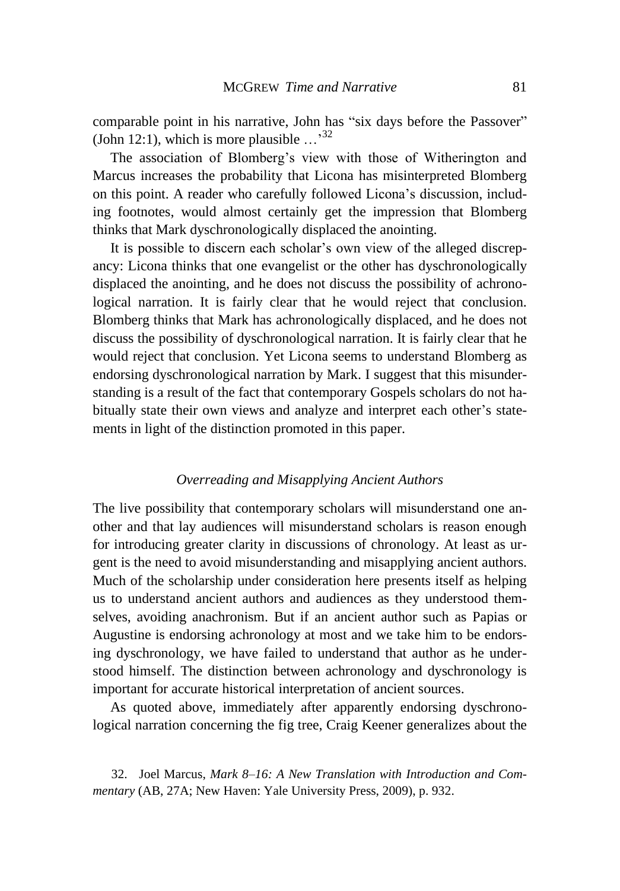comparable point in his narrative, John has "six days before the Passover" (John 12:1), which is more plausible …'[32]

The association of Blomberg's view with those of Witherington and Marcus increases the probability that Licona has misinterpreted Blomberg on this point. A reader who carefully followed Licona's discussion, including footnotes, would almost certainly get the impression that Blomberg thinks that Mark dyschronologically displaced the anointing.

It is possible to discern each scholar's own view of the alleged discrepancy: Licona thinks that one evangelist or the other has dyschronologically displaced the anointing, and he does not discuss the possibility of achronological narration. It is fairly clear that he would reject that conclusion. Blomberg thinks that Mark has achronologically displaced, and he does not discuss the possibility of dyschronological narration. It is fairly clear that he would reject that conclusion. Yet Licona seems to understand Blomberg as endorsing dyschronological narration by Mark. I suggest that this misunderstanding is a result of the fact that contemporary Gospels scholars do not habitually state their own views and analyze and interpret each other's statements in light of the distinction promoted in this paper.

### *Overreading and Misapplying Ancient Authors*

The live possibility that contemporary scholars will misunderstand one another and that lay audiences will misunderstand scholars is reason enough for introducing greater clarity in discussions of chronology. At least as urgent is the need to avoid misunderstanding and misapplying ancient authors. Much of the scholarship under consideration here presents itself as helping us to understand ancient authors and audiences as they understood themselves, avoiding anachronism. But if an ancient author such as Papias or Augustine is endorsing achronology at most and we take him to be endorsing dyschronology, we have failed to understand that author as he understood himself. The distinction between achronology and dyschronology is important for accurate historical interpretation of ancient sources.

As quoted above, immediately after apparently endorsing dyschronological narration concerning the fig tree, Craig Keener generalizes about the

32. Joel Marcus, *Mark 8–16: A New Translation with Introduction and Commentary* (AB, 27A; New Haven: Yale University Press, 2009), p. 932.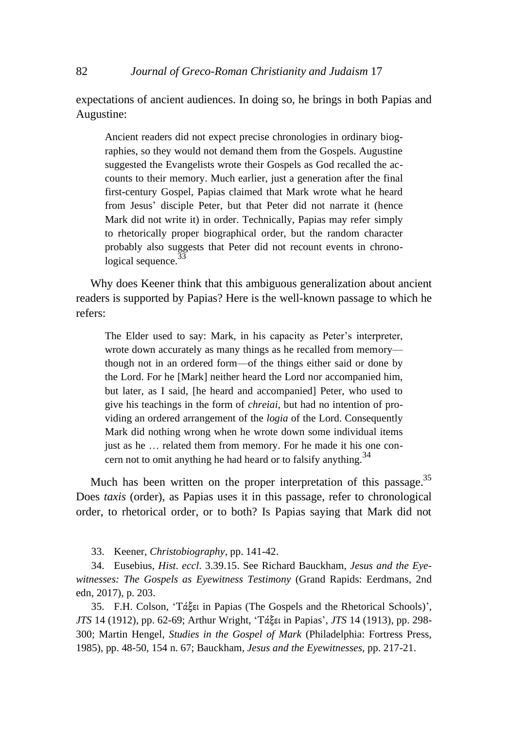expectations of ancient audiences. In doing so, he brings in both Papias and Augustine:

> Ancient readers did not expect precise chronologies in ordinary biographies, so they would not demand them from the Gospels. Augustine suggested the Evangelists wrote their Gospels as God recalled the accounts to their memory. Much earlier, just a generation after the final first-century Gospel, Papias claimed that Mark wrote what he heard from Jesus' disciple Peter, but that Peter did not narrate it (hence Mark did not write it) in order. Technically, Papias may refer simply to rhetorically proper biographical order, but the random character probably also suggests that Peter did not recount events in chronological sequence.[33]

Why does Keener think that this ambiguous generalization about ancient readers is supported by Papias? Here is the well-known passage to which he refers:

> The Elder used to say: Mark, in his capacity as Peter's interpreter, wrote down accurately as many things as he recalled from memory—though not in an ordered form—of the things either said or done by the Lord. For he [Mark] neither heard the Lord nor accompanied him, but later, as I said, [he heard and accompanied] Peter, who used to give his teachings in the form of *chreiai*, but had no intention of providing an ordered arrangement of the *logia* of the Lord. Consequently Mark did nothing wrong when he wrote down some individual items just as he … related them from memory. For he made it his one concern not to omit anything he had heard or to falsify anything.[34]

Much has been written on the proper interpretation of this passage.[35] Does *taxis* (order), as Papias uses it in this passage, refer to chronological order, to rhetorical order, or to both? Is Papias saying that Mark did not

33. Keener, *Christobiography*, pp. 141-42.

34. Eusebius, *Hist. eccl*. 3.39.15. See Richard Bauckham, *Jesus and the Eyewitnesses: The Gospels as Eyewitness Testimony* (Grand Rapids: Eerdmans, 2nd edn, 2017), p. 203.

35. F.H. Colson, 'Τάξει in Papias (The Gospels and the Rhetorical Schools)', *JTS* 14 (1912), pp. 62-69; Arthur Wright, 'Τάξει in Papias', *JTS* 14 (1913), pp. 298-300; Martin Hengel, *Studies in the Gospel of Mark* (Philadelphia: Fortress Press, 1985), pp. 48-50, 154 n. 67; Bauckham, *Jesus and the Eyewitnesses*, pp. 217-21.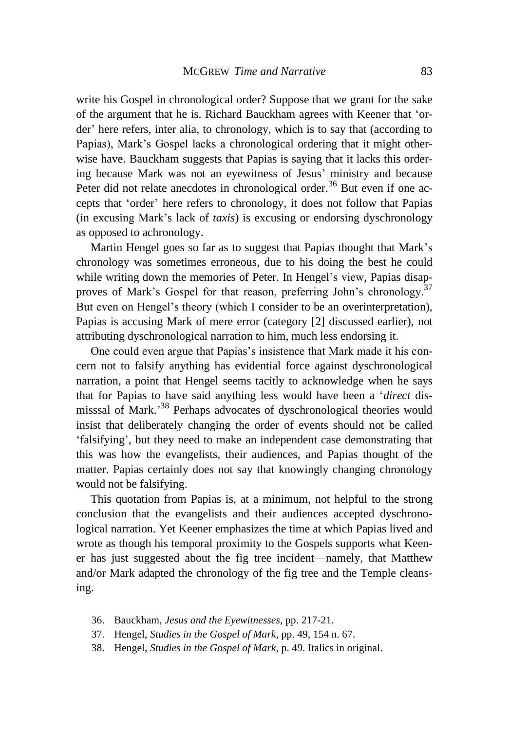write his Gospel in chronological order? Suppose that we grant for the sake of the argument that he is. Richard Bauckham agrees with Keener that 'order' here refers, inter alia, to chronology, which is to say that (according to Papias), Mark's Gospel lacks a chronological ordering that it might otherwise have. Bauckham suggests that Papias is saying that it lacks this ordering because Mark was not an eyewitness of Jesus' ministry and because Peter did not relate anecdotes in chronological order.[36] But even if one accepts that 'order' here refers to chronology, it does not follow that Papias (in excusing Mark's lack of *taxis*) is excusing or endorsing dyschronology as opposed to achronology.

Martin Hengel goes so far as to suggest that Papias thought that Mark's chronology was sometimes erroneous, due to his doing the best he could while writing down the memories of Peter. In Hengel's view, Papias disapproves of Mark's Gospel for that reason, preferring John's chronology.[37] But even on Hengel's theory (which I consider to be an overinterpretation), Papias is accusing Mark of mere error (category [2] discussed earlier), not attributing dyschronological narration to him, much less endorsing it.

One could even argue that Papias's insistence that Mark made it his concern not to falsify anything has evidential force against dyschronological narration, a point that Hengel seems tacitly to acknowledge when he says that for Papias to have said anything less would have been a '*direct* dismisssal of Mark.'[38] Perhaps advocates of dyschronological theories would insist that deliberately changing the order of events should not be called 'falsifying', but they need to make an independent case demonstrating that this was how the evangelists, their audiences, and Papias thought of the matter. Papias certainly does not say that knowingly changing chronology would not be falsifying.

This quotation from Papias is, at a minimum, not helpful to the strong conclusion that the evangelists and their audiences accepted dyschronological narration. Yet Keener emphasizes the time at which Papias lived and wrote as though his temporal proximity to the Gospels supports what Keener has just suggested about the fig tree incident—namely, that Matthew and/or Mark adapted the chronology of the fig tree and the Temple cleansing.

36. Bauckham, *Jesus and the Eyewitnesses*, pp. 217-21.
37. Hengel, *Studies in the Gospel of Mark*, pp. 49, 154 n. 67.
38. Hengel, *Studies in the Gospel of Mark*, p. 49. Italics in original.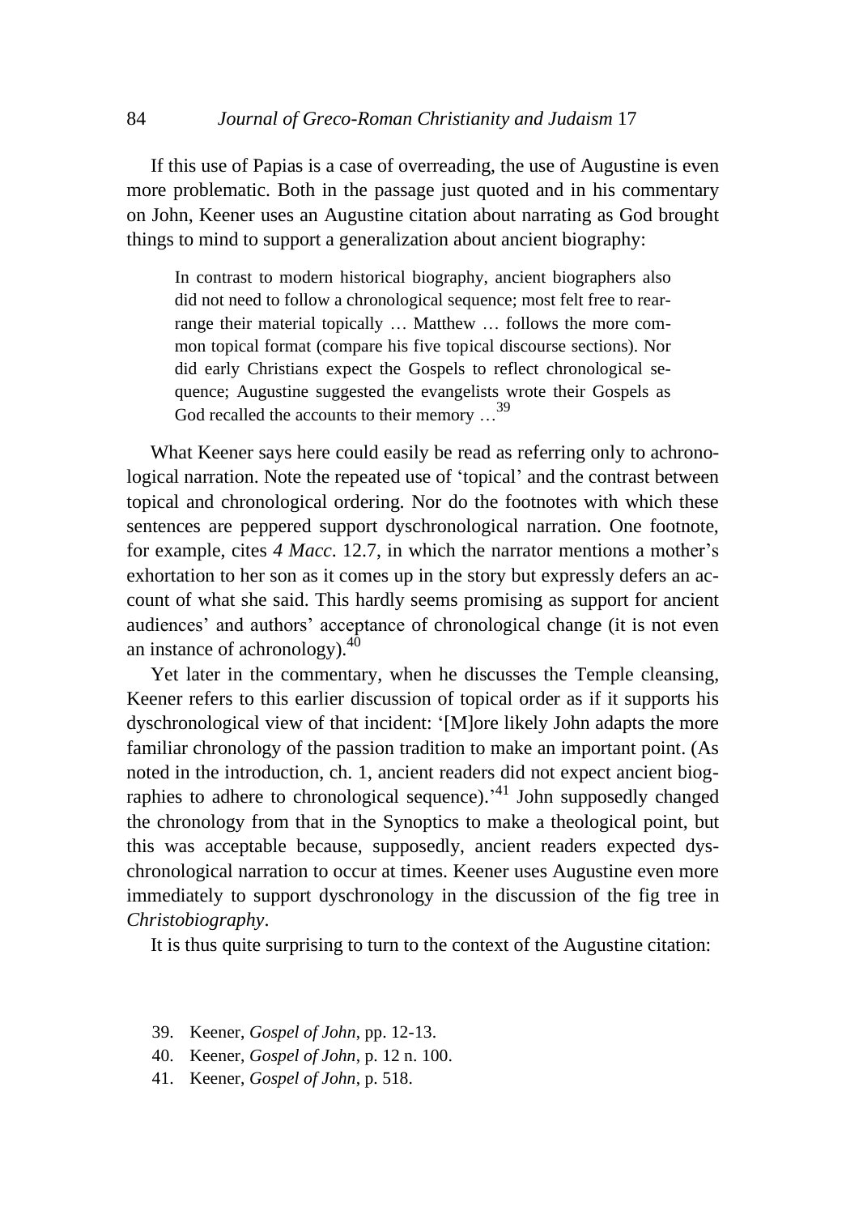If this use of Papias is a case of overreading, the use of Augustine is even more problematic. Both in the passage just quoted and in his commentary on John, Keener uses an Augustine citation about narrating as God brought things to mind to support a generalization about ancient biography:

> In contrast to modern historical biography, ancient biographers also did not need to follow a chronological sequence; most felt free to rearrange their material topically … Matthew … follows the more common topical format (compare his five topical discourse sections). Nor did early Christians expect the Gospels to reflect chronological sequence; Augustine suggested the evangelists wrote their Gospels as God recalled the accounts to their memory …[39]

What Keener says here could easily be read as referring only to achronological narration. Note the repeated use of 'topical' and the contrast between topical and chronological ordering. Nor do the footnotes with which these sentences are peppered support dyschronological narration. One footnote, for example, cites *4 Macc*. 12.7, in which the narrator mentions a mother's exhortation to her son as it comes up in the story but expressly defers an account of what she said. This hardly seems promising as support for ancient audiences' and authors' acceptance of chronological change (it is not even an instance of achronology).[40]

Yet later in the commentary, when he discusses the Temple cleansing, Keener refers to this earlier discussion of topical order as if it supports his dyschronological view of that incident: '[M]ore likely John adapts the more familiar chronology of the passion tradition to make an important point. (As noted in the introduction, ch. 1, ancient readers did not expect ancient biographies to adhere to chronological sequence).'[41] John supposedly changed the chronology from that in the Synoptics to make a theological point, but this was acceptable because, supposedly, ancient readers expected dyschronological narration to occur at times. Keener uses Augustine even more immediately to support dyschronology in the discussion of the fig tree in *Christobiography*.

It is thus quite surprising to turn to the context of the Augustine citation:

39. Keener, *Gospel of John*, pp. 12-13.
40. Keener, *Gospel of John*, p. 12 n. 100.
41. Keener, *Gospel of John*, p. 518.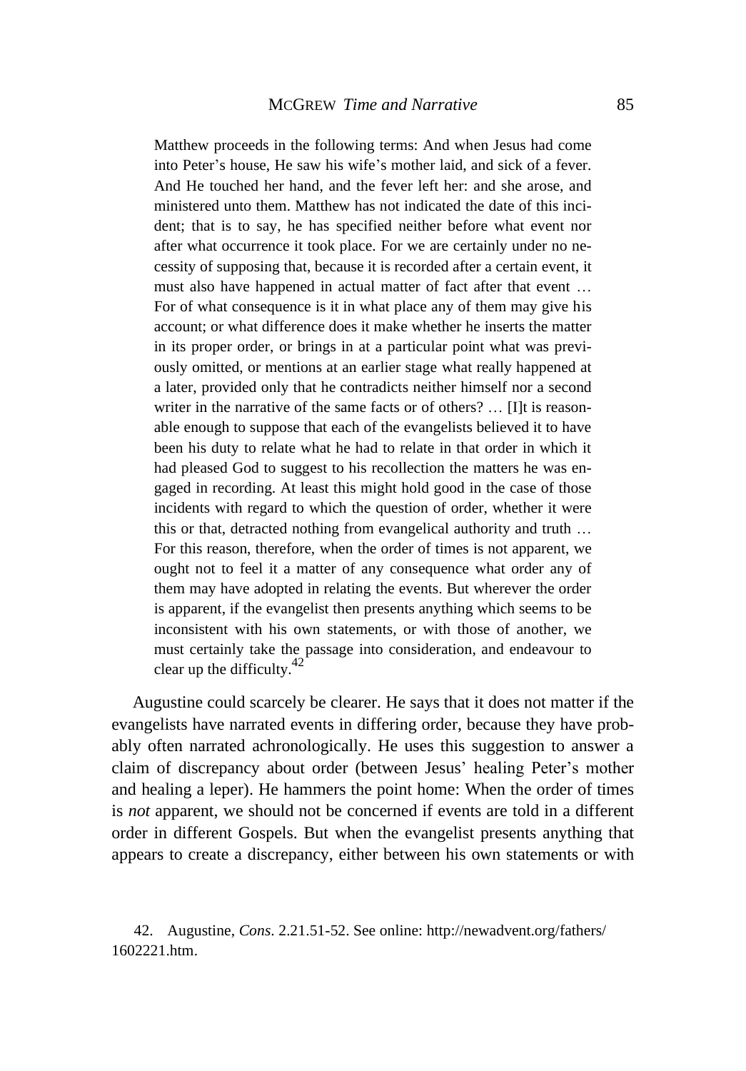> Matthew proceeds in the following terms: And when Jesus had come into Peter's house, He saw his wife's mother laid, and sick of a fever. And He touched her hand, and the fever left her: and she arose, and ministered unto them. Matthew has not indicated the date of this incident; that is to say, he has specified neither before what event nor after what occurrence it took place. For we are certainly under no necessity of supposing that, because it is recorded after a certain event, it must also have happened in actual matter of fact after that event … For of what consequence is it in what place any of them may give his account; or what difference does it make whether he inserts the matter in its proper order, or brings in at a particular point what was previously omitted, or mentions at an earlier stage what really happened at a later, provided only that he contradicts neither himself nor a second writer in the narrative of the same facts or of others? … [I]t is reasonable enough to suppose that each of the evangelists believed it to have been his duty to relate what he had to relate in that order in which it had pleased God to suggest to his recollection the matters he was engaged in recording. At least this might hold good in the case of those incidents with regard to which the question of order, whether it were this or that, detracted nothing from evangelical authority and truth … For this reason, therefore, when the order of times is not apparent, we ought not to feel it a matter of any consequence what order any of them may have adopted in relating the events. But wherever the order is apparent, if the evangelist then presents anything which seems to be inconsistent with his own statements, or with those of another, we must certainly take the passage into consideration, and endeavour to clear up the difficulty.[42]

Augustine could scarcely be clearer. He says that it does not matter if the evangelists have narrated events in differing order, because they have probably often narrated achronologically. He uses this suggestion to answer a claim of discrepancy about order (between Jesus' healing Peter's mother and healing a leper). He hammers the point home: When the order of times is *not* apparent, we should not be concerned if events are told in a different order in different Gospels. But when the evangelist presents anything that appears to create a discrepancy, either between his own statements or with

42. Augustine, *Cons*. 2.21.51-52. See online: http://newadvent.org/fathers/1602221.htm.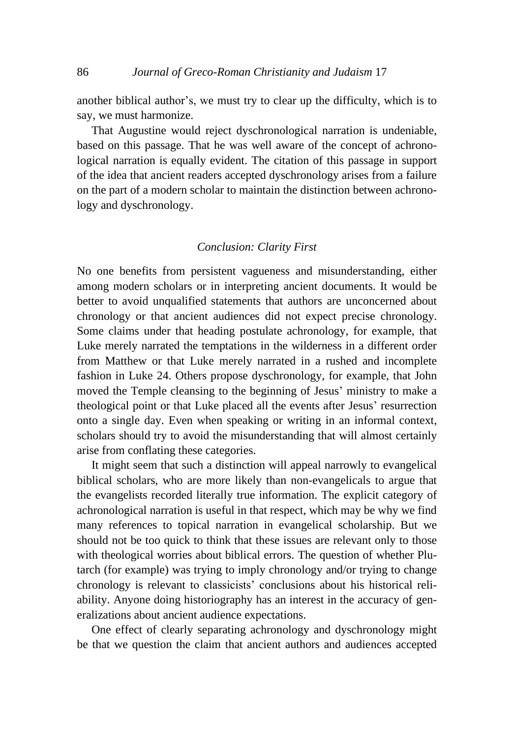another biblical author's, we must try to clear up the difficulty, which is to say, we must harmonize.

That Augustine would reject dyschronological narration is undeniable, based on this passage. That he was well aware of the concept of achronological narration is equally evident. The citation of this passage in support of the idea that ancient readers accepted dyschronology arises from a failure on the part of a modern scholar to maintain the distinction between achronology and dyschronology.

## *Conclusion: Clarity First*

No one benefits from persistent vagueness and misunderstanding, either among modern scholars or in interpreting ancient documents. It would be better to avoid unqualified statements that authors are unconcerned about chronology or that ancient audiences did not expect precise chronology. Some claims under that heading postulate achronology, for example, that Luke merely narrated the temptations in the wilderness in a different order from Matthew or that Luke merely narrated in a rushed and incomplete fashion in Luke 24. Others propose dyschronology, for example, that John moved the Temple cleansing to the beginning of Jesus' ministry to make a theological point or that Luke placed all the events after Jesus' resurrection onto a single day. Even when speaking or writing in an informal context, scholars should try to avoid the misunderstanding that will almost certainly arise from conflating these categories.

It might seem that such a distinction will appeal narrowly to evangelical biblical scholars, who are more likely than non-evangelicals to argue that the evangelists recorded literally true information. The explicit category of achronological narration is useful in that respect, which may be why we find many references to topical narration in evangelical scholarship. But we should not be too quick to think that these issues are relevant only to those with theological worries about biblical errors. The question of whether Plutarch (for example) was trying to imply chronology and/or trying to change chronology is relevant to classicists' conclusions about his historical reliability. Anyone doing historiography has an interest in the accuracy of generalizations about ancient audience expectations.

One effect of clearly separating achronology and dyschronology might be that we question the claim that ancient authors and audiences accepted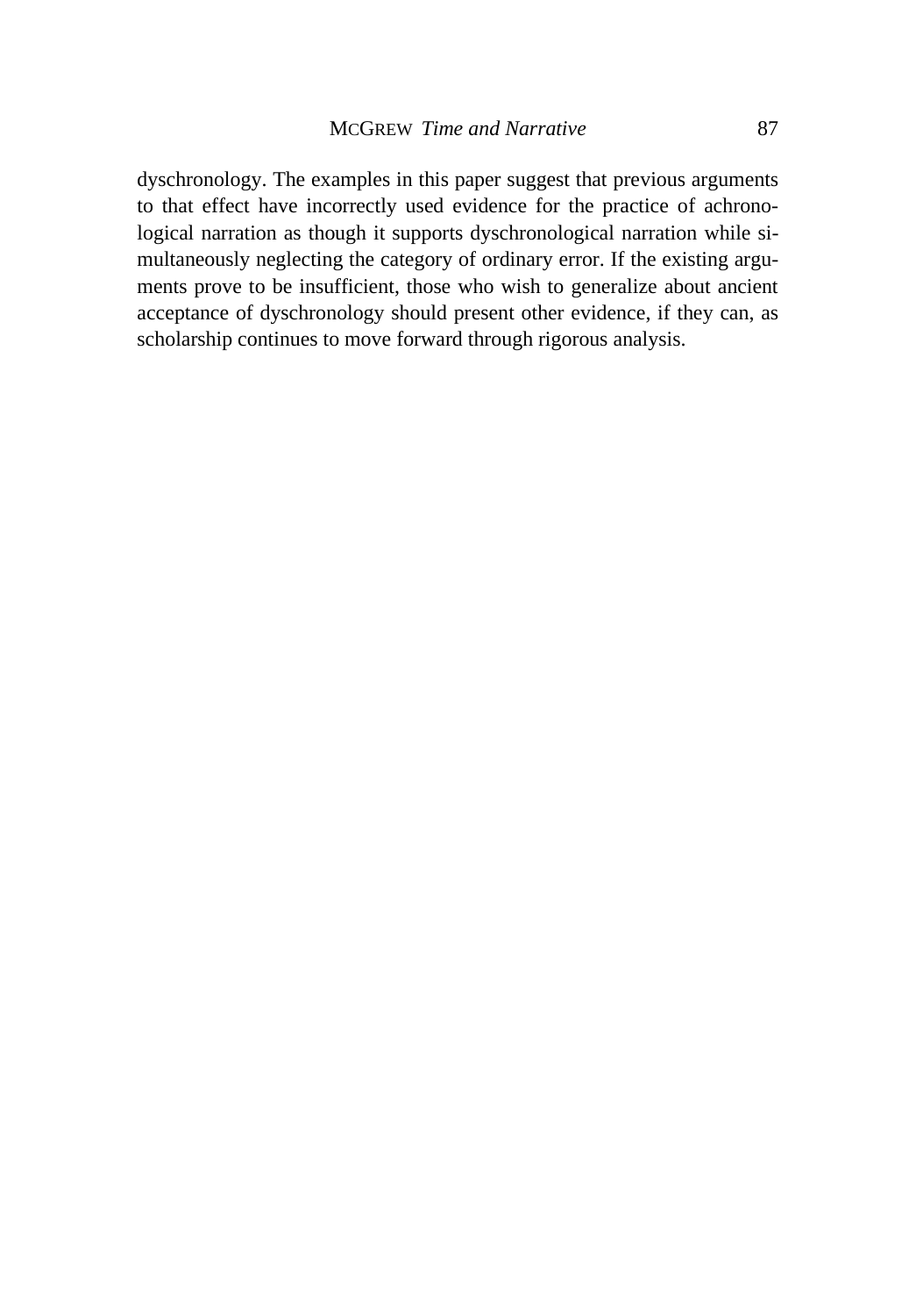dyschronology. The examples in this paper suggest that previous arguments to that effect have incorrectly used evidence for the practice of achronological narration as though it supports dyschronological narration while simultaneously neglecting the category of ordinary error. If the existing arguments prove to be insufficient, those who wish to generalize about ancient acceptance of dyschronology should present other evidence, if they can, as scholarship continues to move forward through rigorous analysis.